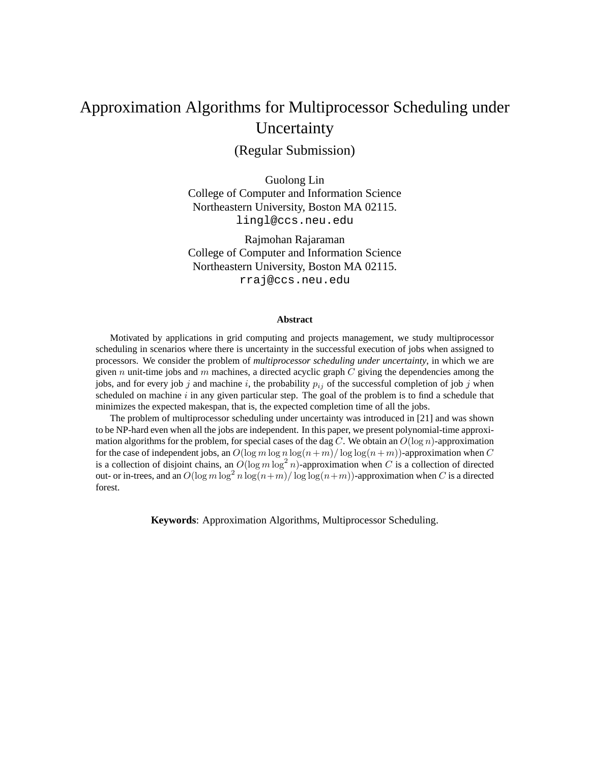# Approximation Algorithms for Multiprocessor Scheduling under Uncertainty

(Regular Submission)

Guolong Lin
College of Computer and Information Science
Northeastern University, Boston MA 02115.
`lingl@ccs.neu.edu`

Rajmohan Rajaraman
College of Computer and Information Science
Northeastern University, Boston MA 02115.
`rraj@ccs.neu.edu`

### Abstract

Motivated by applications in grid computing and projects management, we study multiprocessor scheduling in scenarios where there is uncertainty in the successful execution of jobs when assigned to processors. We consider the problem of *multiprocessor scheduling under uncertainty*, in which we are given $n$ unit-time jobs and $m$ machines, a directed acyclic graph $C$ giving the dependencies among the jobs, and for every job $j$ and machine $i$, the probability $p_{ij}$ of the successful completion of job $j$ when scheduled on machine $i$ in any given particular step. The goal of the problem is to find a schedule that minimizes the expected makespan, that is, the expected completion time of all the jobs.

The problem of multiprocessor scheduling under uncertainty was introduced in [21] and was shown to be NP-hard even when all the jobs are independent. In this paper, we present polynomial-time approximation algorithms for the problem, for special cases of the dag $C$. We obtain an $O(\log n)$-approximation for the case of independent jobs, an $O(\log m \log n \log(n+m)/\log\log(n+m))$-approximation when $C$ is a collection of disjoint chains, an $O(\log m \log^2 n)$-approximation when $C$ is a collection of directed out- or in-trees, and an $O(\log m \log^2 n \log(n+m)/\log\log(n+m))$-approximation when $C$ is a directed forest.

**Keywords**: Approximation Algorithms, Multiprocessor Scheduling.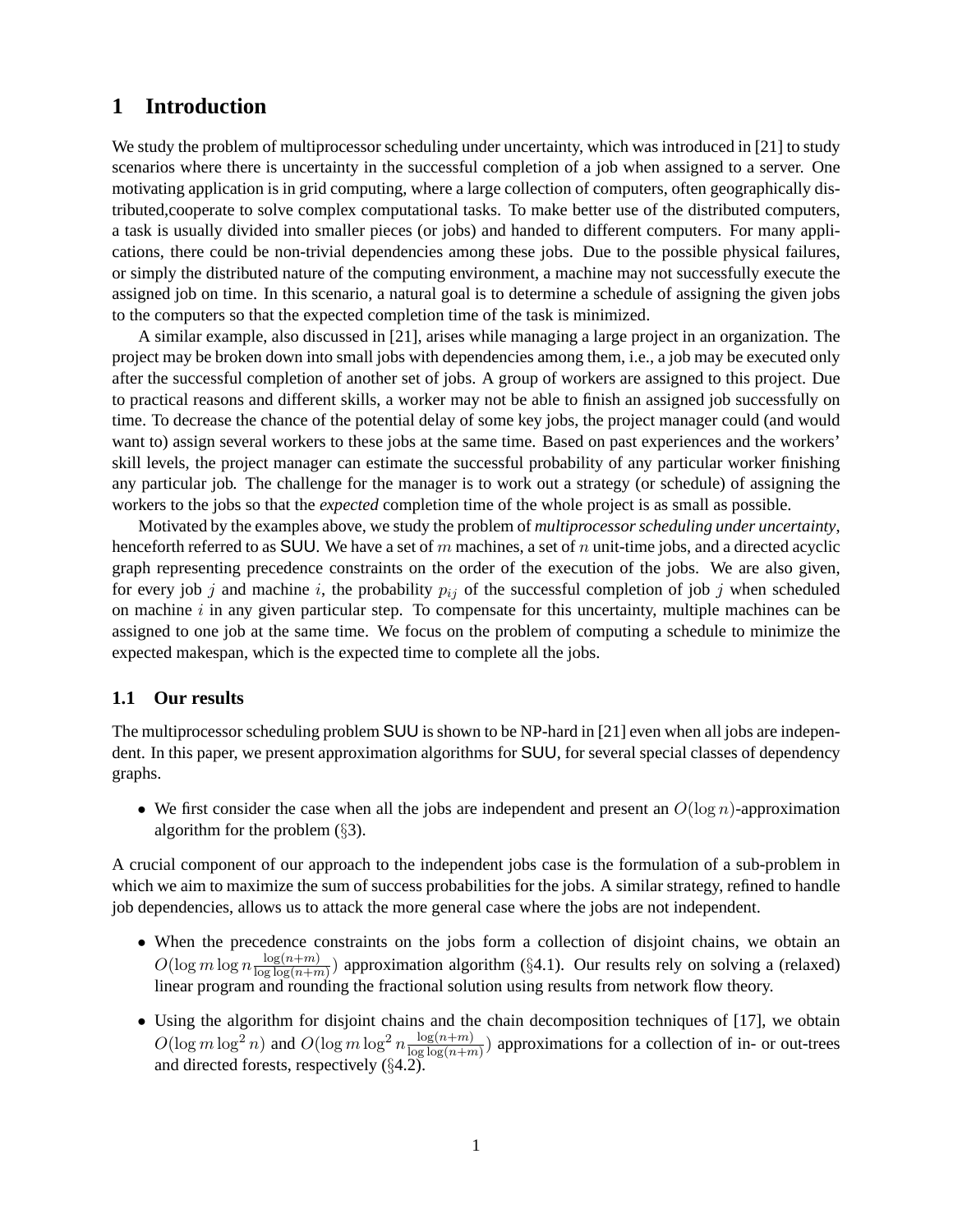# 1 Introduction

We study the problem of multiprocessor scheduling under uncertainty, which was introduced in [21] to study scenarios where there is uncertainty in the successful completion of a job when assigned to a server. One motivating application is in grid computing, where a large collection of computers, often geographically distributed,cooperate to solve complex computational tasks. To make better use of the distributed computers, a task is usually divided into smaller pieces (or jobs) and handed to different computers. For many applications, there could be non-trivial dependencies among these jobs. Due to the possible physical failures, or simply the distributed nature of the computing environment, a machine may not successfully execute the assigned job on time. In this scenario, a natural goal is to determine a schedule of assigning the given jobs to the computers so that the expected completion time of the task is minimized.

A similar example, also discussed in [21], arises while managing a large project in an organization. The project may be broken down into small jobs with dependencies among them, i.e., a job may be executed only after the successful completion of another set of jobs. A group of workers are assigned to this project. Due to practical reasons and different skills, a worker may not be able to finish an assigned job successfully on time. To decrease the chance of the potential delay of some key jobs, the project manager could (and would want to) assign several workers to these jobs at the same time. Based on past experiences and the workers' skill levels, the project manager can estimate the successful probability of any particular worker finishing any particular job. The challenge for the manager is to work out a strategy (or schedule) of assigning the workers to the jobs so that the *expected* completion time of the whole project is as small as possible.

Motivated by the examples above, we study the problem of *multiprocessor scheduling under uncertainty*, henceforth referred to as SUU. We have a set of $m$ machines, a set of $n$ unit-time jobs, and a directed acyclic graph representing precedence constraints on the order of the execution of the jobs. We are also given, for every job $j$ and machine $i$, the probability $p_{ij}$ of the successful completion of job $j$ when scheduled on machine $i$ in any given particular step. To compensate for this uncertainty, multiple machines can be assigned to one job at the same time. We focus on the problem of computing a schedule to minimize the expected makespan, which is the expected time to complete all the jobs.

## 1.1 Our results

The multiprocessor scheduling problem SUU is shown to be NP-hard in [21] even when all jobs are independent. In this paper, we present approximation algorithms for SUU, for several special classes of dependency graphs.

- We first consider the case when all the jobs are independent and present an $O(\log n)$-approximation algorithm for the problem (§3).

A crucial component of our approach to the independent jobs case is the formulation of a sub-problem in which we aim to maximize the sum of success probabilities for the jobs. A similar strategy, refined to handle job dependencies, allows us to attack the more general case where the jobs are not independent.

- When the precedence constraints on the jobs form a collection of disjoint chains, we obtain an $O(\log m \log n \frac{\log(n+m)}{\log \log(n+m)})$ approximation algorithm (§4.1). Our results rely on solving a (relaxed) linear program and rounding the fractional solution using results from network flow theory.
- Using the algorithm for disjoint chains and the chain decomposition techniques of [17], we obtain $O(\log m \log^2 n)$ and $O(\log m \log^2 n \frac{\log(n+m)}{\log \log(n+m)})$ approximations for a collection of in- or out-trees and directed forests, respectively (§4.2).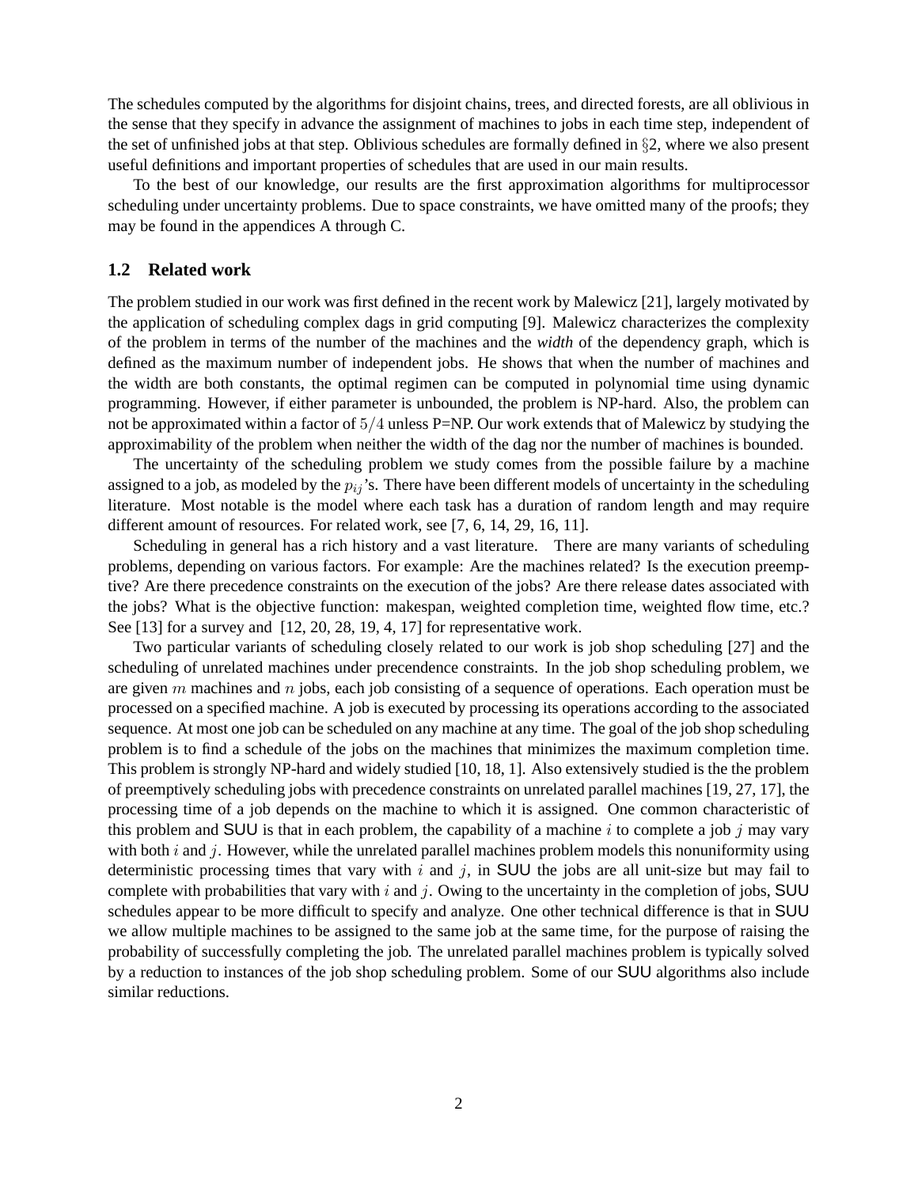The schedules computed by the algorithms for disjoint chains, trees, and directed forests, are all oblivious in the sense that they specify in advance the assignment of machines to jobs in each time step, independent of the set of unfinished jobs at that step. Oblivious schedules are formally defined in §2, where we also present useful definitions and important properties of schedules that are used in our main results.

To the best of our knowledge, our results are the first approximation algorithms for multiprocessor scheduling under uncertainty problems. Due to space constraints, we have omitted many of the proofs; they may be found in the appendices A through C.

### 1.2 Related work

The problem studied in our work was first defined in the recent work by Malewicz [21], largely motivated by the application of scheduling complex dags in grid computing [9]. Malewicz characterizes the complexity of the problem in terms of the number of the machines and the *width* of the dependency graph, which is defined as the maximum number of independent jobs. He shows that when the number of machines and the width are both constants, the optimal regimen can be computed in polynomial time using dynamic programming. However, if either parameter is unbounded, the problem is NP-hard. Also, the problem can not be approximated within a factor of $5/4$ unless P=NP. Our work extends that of Malewicz by studying the approximability of the problem when neither the width of the dag nor the number of machines is bounded.

The uncertainty of the scheduling problem we study comes from the possible failure by a machine assigned to a job, as modeled by the $p_{ij}$'s. There have been different models of uncertainty in the scheduling literature. Most notable is the model where each task has a duration of random length and may require different amount of resources. For related work, see [7, 6, 14, 29, 16, 11].

Scheduling in general has a rich history and a vast literature. There are many variants of scheduling problems, depending on various factors. For example: Are the machines related? Is the execution preemptive? Are there precedence constraints on the execution of the jobs? Are there release dates associated with the jobs? What is the objective function: makespan, weighted completion time, weighted flow time, etc.? See [13] for a survey and [12, 20, 28, 19, 4, 17] for representative work.

Two particular variants of scheduling closely related to our work is job shop scheduling [27] and the scheduling of unrelated machines under precendence constraints. In the job shop scheduling problem, we are given $m$ machines and $n$ jobs, each job consisting of a sequence of operations. Each operation must be processed on a specified machine. A job is executed by processing its operations according to the associated sequence. At most one job can be scheduled on any machine at any time. The goal of the job shop scheduling problem is to find a schedule of the jobs on the machines that minimizes the maximum completion time. This problem is strongly NP-hard and widely studied [10, 18, 1]. Also extensively studied is the the problem of preemptively scheduling jobs with precedence constraints on unrelated parallel machines [19, 27, 17], the processing time of a job depends on the machine to which it is assigned. One common characteristic of this problem and SUU is that in each problem, the capability of a machine $i$ to complete a job $j$ may vary with both $i$ and $j$. However, while the unrelated parallel machines problem models this nonuniformity using deterministic processing times that vary with $i$ and $j$, in SUU the jobs are all unit-size but may fail to complete with probabilities that vary with $i$ and $j$. Owing to the uncertainty in the completion of jobs, SUU schedules appear to be more difficult to specify and analyze. One other technical difference is that in SUU we allow multiple machines to be assigned to the same job at the same time, for the purpose of raising the probability of successfully completing the job. The unrelated parallel machines problem is typically solved by a reduction to instances of the job shop scheduling problem. Some of our SUU algorithms also include similar reductions.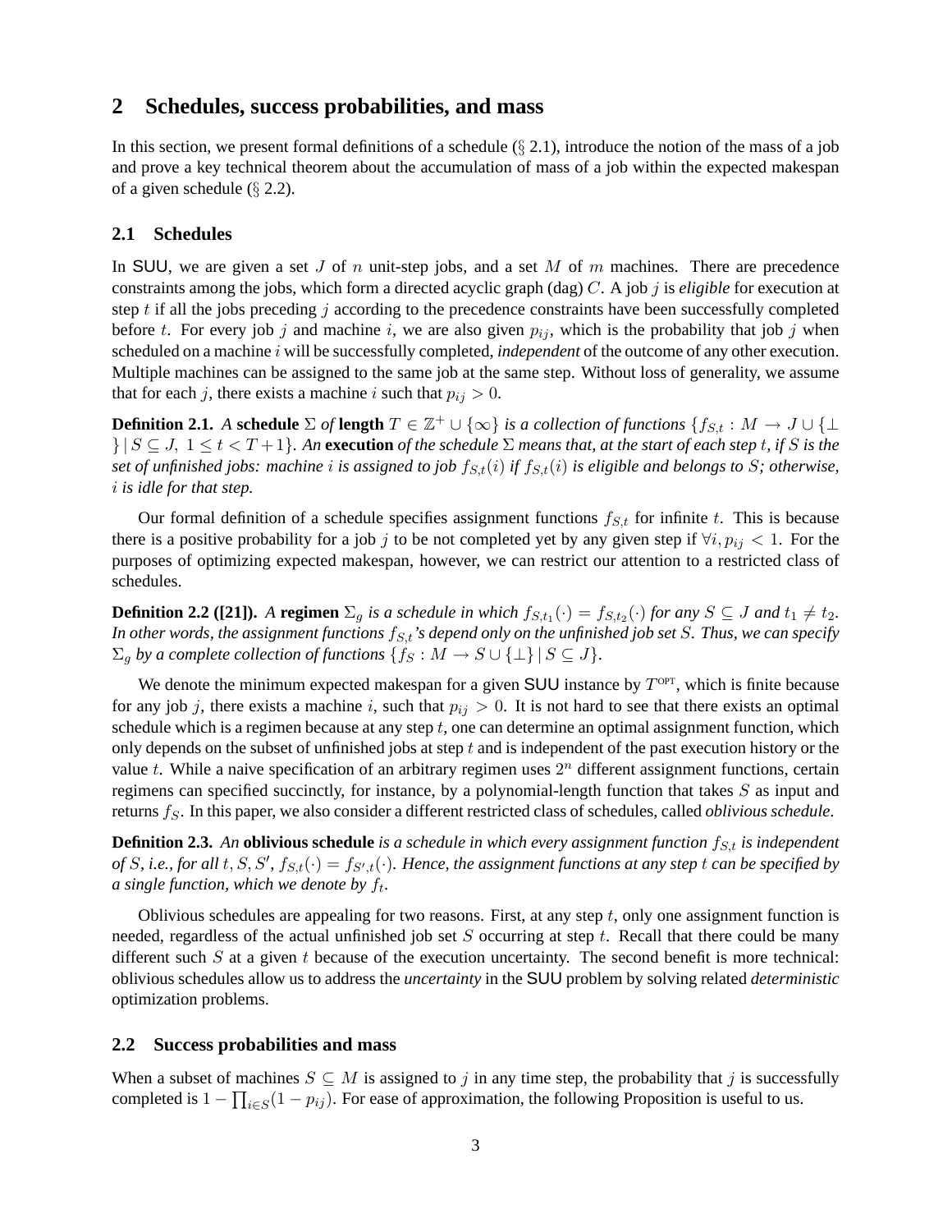## 2 Schedules, success probabilities, and mass

In this section, we present formal definitions of a schedule (§ 2.1), introduce the notion of the mass of a job and prove a key technical theorem about the accumulation of mass of a job within the expected makespan of a given schedule (§ 2.2).

### 2.1 Schedules

In SUU, we are given a set $J$ of $n$ unit-step jobs, and a set $M$ of $m$ machines. There are precedence constraints among the jobs, which form a directed acyclic graph (dag) $C$. A job $j$ is *eligible* for execution at step $t$ if all the jobs preceding $j$ according to the precedence constraints have been successfully completed before $t$. For every job $j$ and machine $i$, we are also given $p_{ij}$, which is the probability that job $j$ when scheduled on a machine $i$ will be successfully completed, *independent* of the outcome of any other execution. Multiple machines can be assigned to the same job at the same step. Without loss of generality, we assume that for each $j$, there exists a machine $i$ such that $p_{ij} > 0$.

**Definition 2.1.** *A* **schedule** $\Sigma$ *of* **length** $T \in \mathbb{Z}^+ \cup \{\infty\}$ *is a collection of functions* $\{f_{S,t} : M \to J \cup \{\bot\} \mid S \subseteq J,\ 1 \le t < T+1\}$. *An* **execution** *of the schedule* $\Sigma$ *means that, at the start of each step* $t$*, if* $S$ *is the set of unfinished jobs: machine* $i$ *is assigned to job* $f_{S,t}(i)$ *if* $f_{S,t}(i)$ *is eligible and belongs to* $S$*; otherwise,* $i$ *is idle for that step.*

Our formal definition of a schedule specifies assignment functions $f_{S,t}$ for infinite $t$. This is because there is a positive probability for a job $j$ to be not completed yet by any given step if $\forall i, p_{ij} < 1$. For the purposes of optimizing expected makespan, however, we can restrict our attention to a restricted class of schedules.

**Definition 2.2 ([21]).** *A* **regimen** $\Sigma_g$ *is a schedule in which* $f_{S,t_1}(\cdot) = f_{S,t_2}(\cdot)$ *for any* $S \subseteq J$ *and* $t_1 \neq t_2$*. In other words, the assignment functions* $f_{S,t}$*'s depend only on the unfinished job set* $S$*. Thus, we can specify* $\Sigma_g$ *by a complete collection of functions* $\{f_S : M \to S \cup \{\bot\} \mid S \subseteq J\}$.

We denote the minimum expected makespan for a given SUU instance by $T^{\text{OPT}}$, which is finite because for any job $j$, there exists a machine $i$, such that $p_{ij} > 0$. It is not hard to see that there exists an optimal schedule which is a regimen because at any step $t$, one can determine an optimal assignment function, which only depends on the subset of unfinished jobs at step $t$ and is independent of the past execution history or the value $t$. While a naive specification of an arbitrary regimen uses $2^n$ different assignment functions, certain regimens can specified succinctly, for instance, by a polynomial-length function that takes $S$ as input and returns $f_S$. In this paper, we also consider a different restricted class of schedules, called *oblivious schedule*.

**Definition 2.3.** *An* **oblivious schedule** *is a schedule in which every assignment function* $f_{S,t}$ *is independent of* $S$*, i.e., for all* $t, S, S'$*,* $f_{S,t}(\cdot) = f_{S',t}(\cdot)$*. Hence, the assignment functions at any step* $t$ *can be specified by a single function, which we denote by* $f_t$.

Oblivious schedules are appealing for two reasons. First, at any step $t$, only one assignment function is needed, regardless of the actual unfinished job set $S$ occurring at step $t$. Recall that there could be many different such $S$ at a given $t$ because of the execution uncertainty. The second benefit is more technical: oblivious schedules allow us to address the *uncertainty* in the SUU problem by solving related *deterministic* optimization problems.

### 2.2 Success probabilities and mass

When a subset of machines $S \subseteq M$ is assigned to $j$ in any time step, the probability that $j$ is successfully completed is $1 - \prod_{i \in S}(1 - p_{ij})$. For ease of approximation, the following Proposition is useful to us.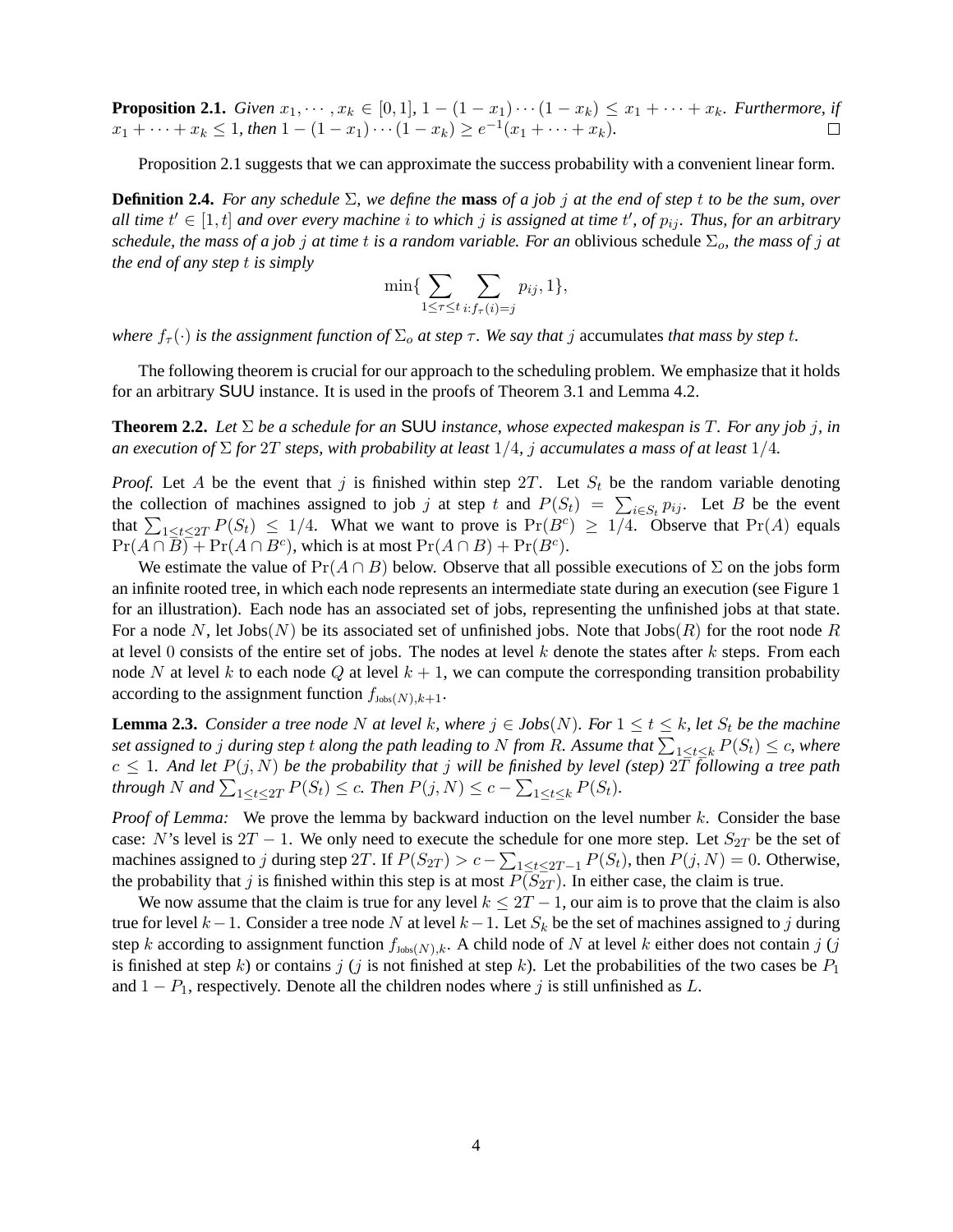**Proposition 2.1.** *Given $x_1, \cdots, x_k \in [0, 1]$, $1 - (1 - x_1) \cdots (1 - x_k) \leq x_1 + \cdots + x_k$. Furthermore, if $x_1 + \cdots + x_k \leq 1$, then $1 - (1 - x_1) \cdots (1 - x_k) \geq e^{-1}(x_1 + \cdots + x_k)$.* □

Proposition 2.1 suggests that we can approximate the success probability with a convenient linear form.

**Definition 2.4.** *For any schedule $\Sigma$, we define the* **mass** *of a job $j$ at the end of step $t$ to be the sum, over all time $t' \in [1, t]$ and over every machine $i$ to which $j$ is assigned at time $t'$, of $p_{ij}$. Thus, for an arbitrary schedule, the mass of a job $j$ at time $t$ is a random variable. For an* oblivious schedule *$\Sigma_o$, the mass of $j$ at the end of any step $t$ is simply*

$$\min\{\sum_{1 \leq \tau \leq t} \sum_{i: f_\tau(i) = j} p_{ij}, 1\},$$

*where $f_\tau(\cdot)$ is the assignment function of $\Sigma_o$ at step $\tau$. We say that $j$* accumulates *that mass by step $t$.*

The following theorem is crucial for our approach to the scheduling problem. We emphasize that it holds for an arbitrary SUU instance. It is used in the proofs of Theorem 3.1 and Lemma 4.2.

**Theorem 2.2.** *Let $\Sigma$ be a schedule for an* SUU *instance, whose expected makespan is $T$. For any job $j$, in an execution of $\Sigma$ for $2T$ steps, with probability at least $1/4$, $j$ accumulates a mass of at least $1/4$.*

*Proof.* Let $A$ be the event that $j$ is finished within step $2T$. Let $S_t$ be the random variable denoting the collection of machines assigned to job $j$ at step $t$ and $P(S_t) = \sum_{i \in S_t} p_{ij}$. Let $B$ be the event that $\sum_{1 \leq t \leq 2T} P(S_t) \leq 1/4$. What we want to prove is $\Pr(B^c) \geq 1/4$. Observe that $\Pr(A)$ equals $\Pr(A \cap B) + \Pr(A \cap B^c)$, which is at most $\Pr(A \cap B) + \Pr(B^c)$.

We estimate the value of $\Pr(A \cap B)$ below. Observe that all possible executions of $\Sigma$ on the jobs form an infinite rooted tree, in which each node represents an intermediate state during an execution (see Figure 1 for an illustration). Each node has an associated set of jobs, representing the unfinished jobs at that state. For a node $N$, let $\text{Jobs}(N)$ be its associated set of unfinished jobs. Note that $\text{Jobs}(R)$ for the root node $R$ at level 0 consists of the entire set of jobs. The nodes at level $k$ denote the states after $k$ steps. From each node $N$ at level $k$ to each node $Q$ at level $k + 1$, we can compute the corresponding transition probability according to the assignment function $f_{\text{Jobs}(N), k+1}$.

**Lemma 2.3.** *Consider a tree node $N$ at level $k$, where $j \in \text{Jobs}(N)$. For $1 \leq t \leq k$, let $S_t$ be the machine set assigned to $j$ during step $t$ along the path leading to $N$ from $R$. Assume that $\sum_{1 \leq t \leq k} P(S_t) \leq c$, where $c \leq 1$. And let $P(j, N)$ be the probability that $j$ will be finished by level (step) $2T$ following a tree path through $N$ and $\sum_{1 \leq t \leq 2T} P(S_t) \leq c$. Then $P(j, N) \leq c - \sum_{1 \leq t \leq k} P(S_t)$.*

*Proof of Lemma:* We prove the lemma by backward induction on the level number $k$. Consider the base case: $N$'s level is $2T - 1$. We only need to execute the schedule for one more step. Let $S_{2T}$ be the set of machines assigned to $j$ during step $2T$. If $P(S_{2T}) > c - \sum_{1 \leq t \leq 2T-1} P(S_t)$, then $P(j, N) = 0$. Otherwise, the probability that $j$ is finished within this step is at most $P(S_{2T})$. In either case, the claim is true.

We now assume that the claim is true for any level $k \leq 2T - 1$, our aim is to prove that the claim is also true for level $k - 1$. Consider a tree node $N$ at level $k - 1$. Let $S_k$ be the set of machines assigned to $j$ during step $k$ according to assignment function $f_{\text{Jobs}(N), k}$. A child node of $N$ at level $k$ either does not contain $j$ ($j$ is finished at step $k$) or contains $j$ ($j$ is not finished at step $k$). Let the probabilities of the two cases be $P_1$ and $1 - P_1$, respectively. Denote all the children nodes where $j$ is still unfinished as $L$.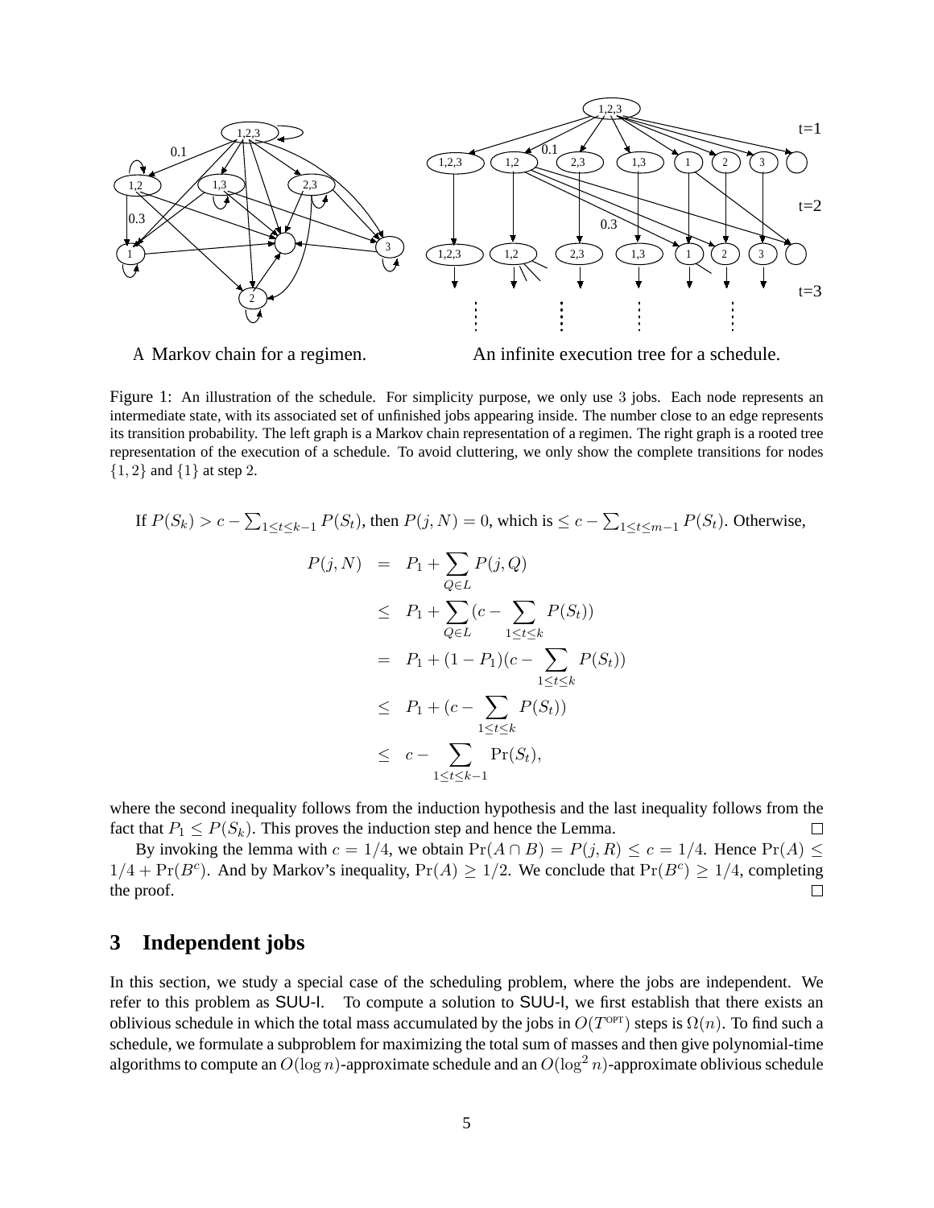A Markov chain for a regimen. An infinite execution tree for a schedule.

Figure 1: An illustration of the schedule. For simplicity purpose, we only use 3 jobs. Each node represents an intermediate state, with its associated set of unfinished jobs appearing inside. The number close to an edge represents its transition probability. The left graph is a Markov chain representation of a regimen. The right graph is a rooted tree representation of the execution of a schedule. To avoid cluttering, we only show the complete transitions for nodes $\{1, 2\}$ and $\{1\}$ at step 2.

If $P(S_k) > c - \sum_{1 \leq t \leq k-1} P(S_t)$, then $P(j, N) = 0$, which is $\leq c - \sum_{1 \leq t \leq m-1} P(S_t)$. Otherwise,

$$
\begin{aligned}
P(j, N) &= P_1 + \sum_{Q \in L} P(j, Q) \\
&\leq P_1 + \sum_{Q \in L} (c - \sum_{1 \leq t \leq k} P(S_t)) \\
&= P_1 + (1 - P_1)(c - \sum_{1 \leq t \leq k} P(S_t)) \\
&\leq P_1 + (c - \sum_{1 \leq t \leq k} P(S_t)) \\
&\leq c - \sum_{1 \leq t \leq k-1} \Pr(S_t),
\end{aligned}
$$

where the second inequality follows from the induction hypothesis and the last inequality follows from the fact that $P_1 \leq P(S_k)$. This proves the induction step and hence the Lemma. $\square$

By invoking the lemma with $c = 1/4$, we obtain $\Pr(A \cap B) = P(j, R) \leq c = 1/4$. Hence $\Pr(A) \leq 1/4 + \Pr(B^c)$. And by Markov's inequality, $\Pr(A) \geq 1/2$. We conclude that $\Pr(B^c) \geq 1/4$, completing the proof. $\square$

## 3 Independent jobs

In this section, we study a special case of the scheduling problem, where the jobs are independent. We refer to this problem as SUU-I. To compute a solution to SUU-I, we first establish that there exists an oblivious schedule in which the total mass accumulated by the jobs in $O(T^{\text{OPT}})$ steps is $\Omega(n)$. To find such a schedule, we formulate a subproblem for maximizing the total sum of masses and then give polynomial-time algorithms to compute an $O(\log n)$-approximate schedule and an $O(\log^2 n)$-approximate oblivious schedule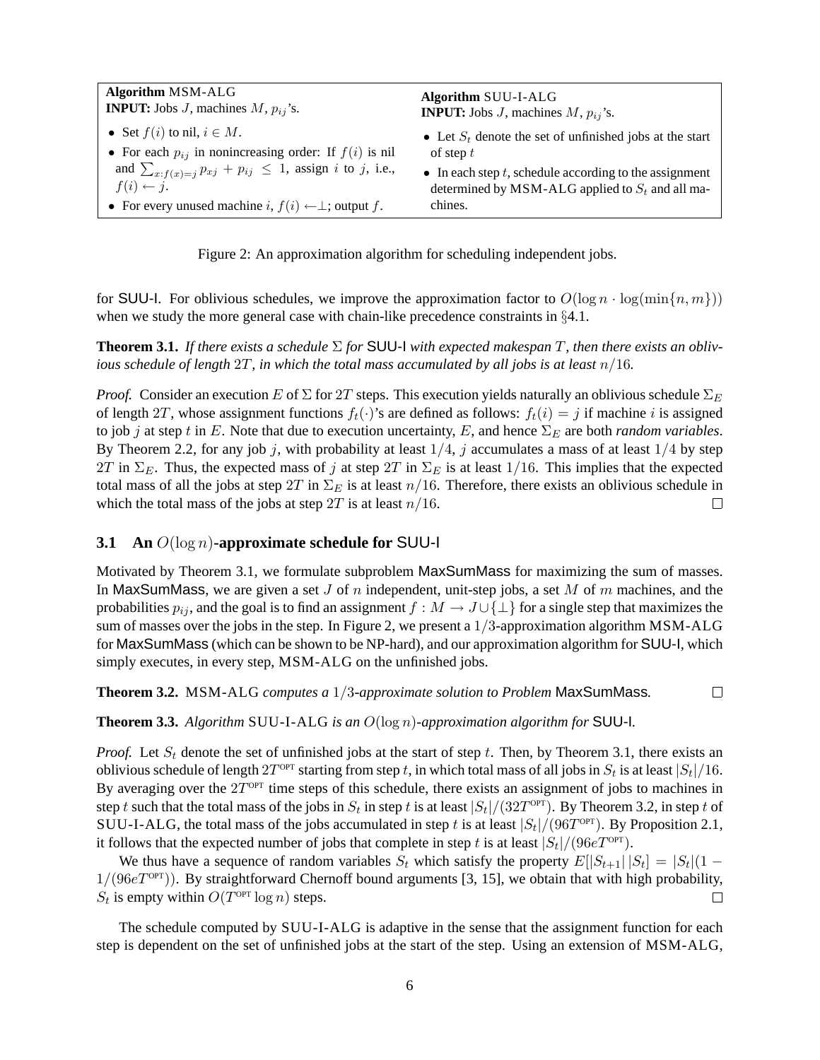| **Algorithm** MSM-ALG<br>**INPUT:** Jobs $J$, machines $M$, $p_{ij}$'s. | **Algorithm** SUU-I-ALG<br>**INPUT:** Jobs $J$, machines $M$, $p_{ij}$'s. |
|---|---|
| • Set $f(i)$ to nil, $i \in M$.<br>• For each $p_{ij}$ in nonincreasing order: If $f(i)$ is nil and $\sum_{x:f(x)=j} p_{xj} + p_{ij} \leq 1$, assign $i$ to $j$, i.e., $f(i) \leftarrow j$.<br>• For every unused machine $i$, $f(i) \leftarrow \perp$; output $f$. | • Let $S_t$ denote the set of unfinished jobs at the start of step $t$<br>• In each step $t$, schedule according to the assignment determined by MSM-ALG applied to $S_t$ and all machines. |

Figure 2: An approximation algorithm for scheduling independent jobs.

for SUU-I. For oblivious schedules, we improve the approximation factor to $O(\log n \cdot \log(\min\{n, m\}))$ when we study the more general case with chain-like precedence constraints in §4.1.

**Theorem 3.1.** *If there exists a schedule $\Sigma$ for SUU-I with expected makespan $T$, then there exists an oblivious schedule of length $2T$, in which the total mass accumulated by all jobs is at least $n/16$.*

*Proof.* Consider an execution $E$ of $\Sigma$ for $2T$ steps. This execution yields naturally an oblivious schedule $\Sigma_E$ of length $2T$, whose assignment functions $f_t(\cdot)$'s are defined as follows: $f_t(i) = j$ if machine $i$ is assigned to job $j$ at step $t$ in $E$. Note that due to execution uncertainty, $E$, and hence $\Sigma_E$ are both *random variables*. By Theorem 2.2, for any job $j$, with probability at least $1/4$, $j$ accumulates a mass of at least $1/4$ by step $2T$ in $\Sigma_E$. Thus, the expected mass of $j$ at step $2T$ in $\Sigma_E$ is at least $1/16$. This implies that the expected total mass of all the jobs at step $2T$ in $\Sigma_E$ is at least $n/16$. Therefore, there exists an oblivious schedule in which the total mass of the jobs at step $2T$ is at least $n/16$. ☐

## 3.1 An $O(\log n)$-approximate schedule for SUU-I

Motivated by Theorem 3.1, we formulate subproblem MaxSumMass for maximizing the sum of masses. In MaxSumMass, we are given a set $J$ of $n$ independent, unit-step jobs, a set $M$ of $m$ machines, and the probabilities $p_{ij}$, and the goal is to find an assignment $f : M \rightarrow J \cup \{\perp\}$ for a single step that maximizes the sum of masses over the jobs in the step. In Figure 2, we present a $1/3$-approximation algorithm MSM-ALG for MaxSumMass (which can be shown to be NP-hard), and our approximation algorithm for SUU-I, which simply executes, in every step, MSM-ALG on the unfinished jobs.

**Theorem 3.2.** MSM-ALG *computes a $1/3$-approximate solution to Problem* MaxSumMass*.* ☐

**Theorem 3.3.** *Algorithm* SUU-I-ALG *is an $O(\log n)$-approximation algorithm for* SUU-I*.*

*Proof.* Let $S_t$ denote the set of unfinished jobs at the start of step $t$. Then, by Theorem 3.1, there exists an oblivious schedule of length $2T^{\text{OPT}}$ starting from step $t$, in which total mass of all jobs in $S_t$ is at least $|S_t|/16$. By averaging over the $2T^{\text{OPT}}$ time steps of this schedule, there exists an assignment of jobs to machines in step $t$ such that the total mass of the jobs in $S_t$ in step $t$ is at least $|S_t|/(32T^{\text{OPT}})$. By Theorem 3.2, in step $t$ of SUU-I-ALG, the total mass of the jobs accumulated in step $t$ is at least $|S_t|/(96T^{\text{OPT}})$. By Proposition 2.1, it follows that the expected number of jobs that complete in step $t$ is at least $|S_t|/(96eT^{\text{OPT}})$.

We thus have a sequence of random variables $S_t$ which satisfy the property $E[|S_{t+1}|\,|S_t] = |S_t|(1 - 1/(96eT^{\text{OPT}}))$. By straightforward Chernoff bound arguments [3, 15], we obtain that with high probability, $S_t$ is empty within $O(T^{\text{OPT}} \log n)$ steps. ☐

The schedule computed by SUU-I-ALG is adaptive in the sense that the assignment function for each step is dependent on the set of unfinished jobs at the start of the step. Using an extension of MSM-ALG,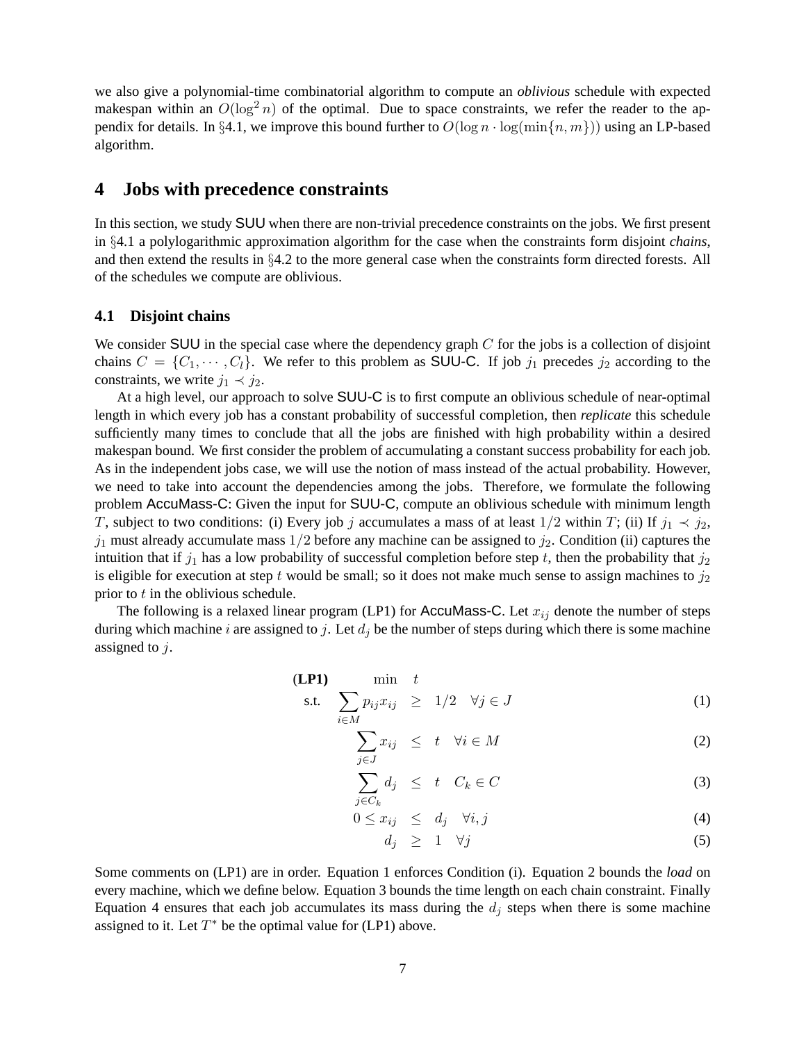we also give a polynomial-time combinatorial algorithm to compute an *oblivious* schedule with expected makespan within an $O(\log^2 n)$ of the optimal. Due to space constraints, we refer the reader to the appendix for details. In §4.1, we improve this bound further to $O(\log n \cdot \log(\min\{n, m\}))$ using an LP-based algorithm.

## 4 Jobs with precedence constraints

In this section, we study SUU when there are non-trivial precedence constraints on the jobs. We first present in §4.1 a polylogarithmic approximation algorithm for the case when the constraints form disjoint *chains*, and then extend the results in §4.2 to the more general case when the constraints form directed forests. All of the schedules we compute are oblivious.

### 4.1 Disjoint chains

We consider SUU in the special case where the dependency graph $C$ for the jobs is a collection of disjoint chains $C = \{C_1, \cdots, C_l\}$. We refer to this problem as SUU-C. If job $j_1$ precedes $j_2$ according to the constraints, we write $j_1 \prec j_2$.

At a high level, our approach to solve SUU-C is to first compute an oblivious schedule of near-optimal length in which every job has a constant probability of successful completion, then *replicate* this schedule sufficiently many times to conclude that all the jobs are finished with high probability within a desired makespan bound. We first consider the problem of accumulating a constant success probability for each job. As in the independent jobs case, we will use the notion of mass instead of the actual probability. However, we need to take into account the dependencies among the jobs. Therefore, we formulate the following problem AccuMass-C: Given the input for SUU-C, compute an oblivious schedule with minimum length $T$, subject to two conditions: (i) Every job $j$ accumulates a mass of at least $1/2$ within $T$; (ii) If $j_1 \prec j_2$, $j_1$ must already accumulate mass $1/2$ before any machine can be assigned to $j_2$. Condition (ii) captures the intuition that if $j_1$ has a low probability of successful completion before step $t$, then the probability that $j_2$ is eligible for execution at step $t$ would be small; so it does not make much sense to assign machines to $j_2$ prior to $t$ in the oblivious schedule.

The following is a relaxed linear program (LP1) for AccuMass-C. Let $x_{ij}$ denote the number of steps during which machine $i$ are assigned to $j$. Let $d_j$ be the number of steps during which there is some machine assigned to $j$.

$$
\begin{aligned}
\textbf{(LP1)} \qquad & \min \quad t \\
\text{s.t.} \quad \sum_{i \in M} p_{ij} x_{ij} \quad & \geq \quad 1/2 \quad \forall j \in J && (1) \\
\sum_{j \in J} x_{ij} \quad & \leq \quad t \quad \forall i \in M && (2) \\
\sum_{j \in C_k} d_j \quad & \leq \quad t \quad C_k \in C && (3) \\
0 \leq x_{ij} \quad & \leq \quad d_j \quad \forall i, j && (4) \\
d_j \quad & \geq \quad 1 \quad \forall j && (5)
\end{aligned}
$$

Some comments on (LP1) are in order. Equation 1 enforces Condition (i). Equation 2 bounds the *load* on every machine, which we define below. Equation 3 bounds the time length on each chain constraint. Finally Equation 4 ensures that each job accumulates its mass during the $d_j$ steps when there is some machine assigned to it. Let $T^*$ be the optimal value for (LP1) above.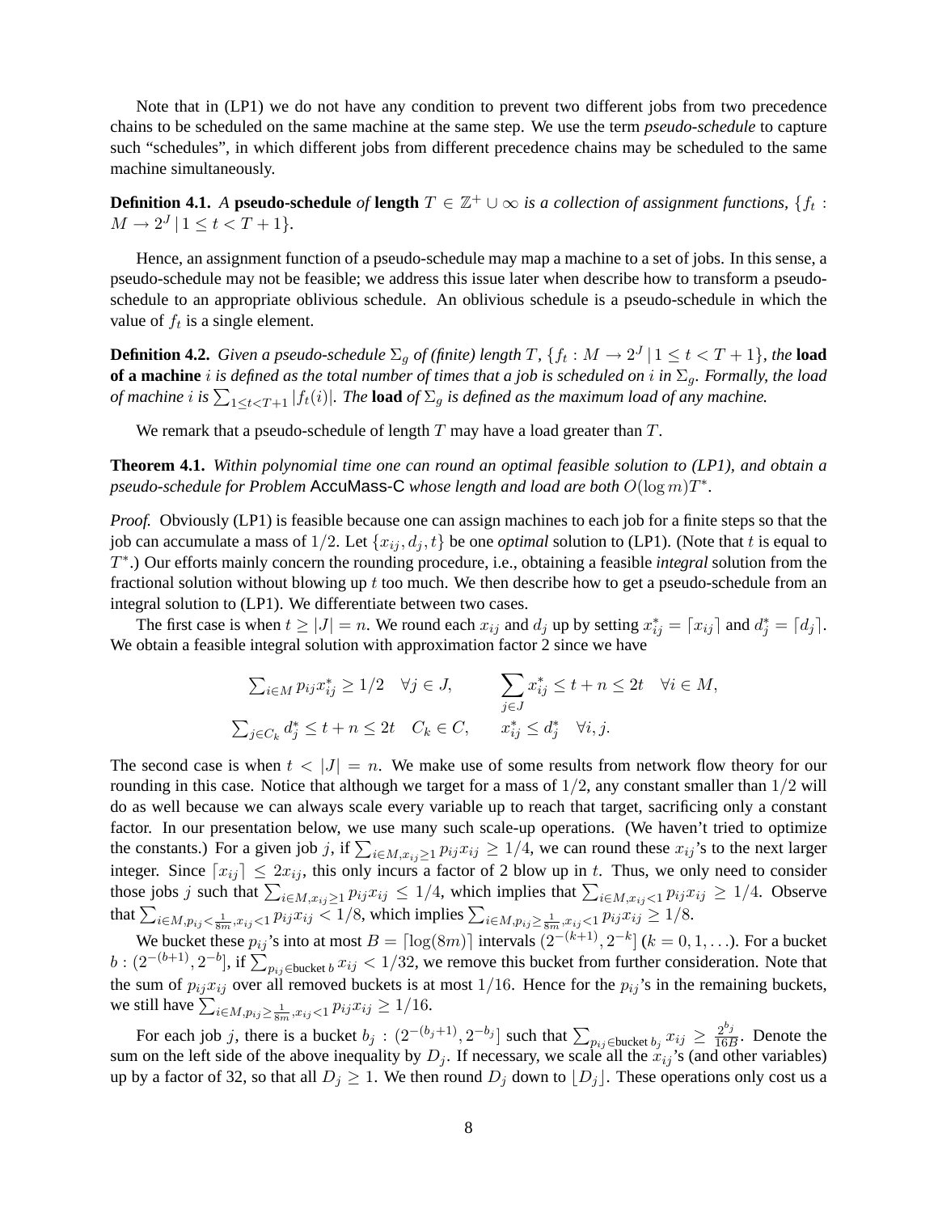Note that in (LP1) we do not have any condition to prevent two different jobs from two precedence chains to be scheduled on the same machine at the same step. We use the term *pseudo-schedule* to capture such "schedules", in which different jobs from different precedence chains may be scheduled to the same machine simultaneously.

**Definition 4.1.** *A* **pseudo-schedule** *of* **length** $T \in \mathbb{Z}^+ \cup \infty$ *is a collection of assignment functions,* $\{f_t : M \to 2^J \mid 1 \le t < T+1\}$.

Hence, an assignment function of a pseudo-schedule may map a machine to a set of jobs. In this sense, a pseudo-schedule may not be feasible; we address this issue later when describe how to transform a pseudo-schedule to an appropriate oblivious schedule. An oblivious schedule is a pseudo-schedule in which the value of $f_t$ is a single element.

**Definition 4.2.** *Given a pseudo-schedule* $\Sigma_g$ *of (finite) length* $T$, $\{f_t : M \to 2^J \mid 1 \le t < T+1\}$, *the* **load of a machine** $i$ *is defined as the total number of times that a job is scheduled on* $i$ *in* $\Sigma_g$*. Formally, the load of machine* $i$ *is* $\sum_{1 \le t < T+1} |f_t(i)|$. *The* **load** *of* $\Sigma_g$ *is defined as the maximum load of any machine.*

We remark that a pseudo-schedule of length $T$ may have a load greater than $T$.

**Theorem 4.1.** *Within polynomial time one can round an optimal feasible solution to (LP1), and obtain a pseudo-schedule for Problem* AccuMass-C *whose length and load are both* $O(\log m)T^*$.

*Proof.* Obviously (LP1) is feasible because one can assign machines to each job for a finite steps so that the job can accumulate a mass of $1/2$. Let $\{x_{ij}, d_j, t\}$ be one *optimal* solution to (LP1). (Note that $t$ is equal to $T^*$.) Our efforts mainly concern the rounding procedure, i.e., obtaining a feasible *integral* solution from the fractional solution without blowing up $t$ too much. We then describe how to get a pseudo-schedule from an integral solution to (LP1). We differentiate between two cases.

The first case is when $t \ge |J| = n$. We round each $x_{ij}$ and $d_j$ up by setting $x^*_{ij} = \lceil x_{ij} \rceil$ and $d^*_j = \lceil d_j \rceil$. We obtain a feasible integral solution with approximation factor 2 since we have

$$\sum_{i \in M} p_{ij} x^*_{ij} \ge 1/2 \quad \forall j \in J, \qquad \sum_{j \in J} x^*_{ij} \le t + n \le 2t \quad \forall i \in M,$$
$$\sum_{j \in C_k} d^*_j \le t + n \le 2t \quad C_k \in C, \qquad x^*_{ij} \le d^*_j \quad \forall i, j.$$

The second case is when $t < |J| = n$. We make use of some results from network flow theory for our rounding in this case. Notice that although we target for a mass of $1/2$, any constant smaller than $1/2$ will do as well because we can always scale every variable up to reach that target, sacrificing only a constant factor. In our presentation below, we use many such scale-up operations. (We haven't tried to optimize the constants.) For a given job $j$, if $\sum_{i \in M, x_{ij} \ge 1} p_{ij} x_{ij} \ge 1/4$, we can round these $x_{ij}$'s to the next larger integer. Since $\lceil x_{ij} \rceil \le 2x_{ij}$, this only incurs a factor of 2 blow up in $t$. Thus, we only need to consider those jobs $j$ such that $\sum_{i \in M, x_{ij} \ge 1} p_{ij} x_{ij} \le 1/4$, which implies that $\sum_{i \in M, x_{ij} < 1} p_{ij} x_{ij} \ge 1/4$. Observe that $\sum_{i \in M, p_{ij} < \frac{1}{8m}, x_{ij} < 1} p_{ij} x_{ij} < 1/8$, which implies $\sum_{i \in M, p_{ij} \ge \frac{1}{8m}, x_{ij} < 1} p_{ij} x_{ij} \ge 1/8$.

We bucket these $p_{ij}$'s into at most $B = \lceil \log(8m) \rceil$ intervals $(2^{-(k+1)}, 2^{-k}]$ ($k = 0, 1, \ldots$). For a bucket $b : (2^{-(b+1)}, 2^{-b}]$, if $\sum_{p_{ij} \in \text{bucket } b} x_{ij} < 1/32$, we remove this bucket from further consideration. Note that the sum of $p_{ij} x_{ij}$ over all removed buckets is at most $1/16$. Hence for the $p_{ij}$'s in the remaining buckets, we still have $\sum_{i \in M, p_{ij} \ge \frac{1}{8m}, x_{ij} < 1} p_{ij} x_{ij} \ge 1/16$.

For each job $j$, there is a bucket $b_j : (2^{-(b_j+1)}, 2^{-b_j}]$ such that $\sum_{p_{ij} \in \text{bucket } b_j} x_{ij} \ge \frac{2^{b_j}}{16B}$. Denote the sum on the left side of the above inequality by $D_j$. If necessary, we scale all the $x_{ij}$'s (and other variables) up by a factor of 32, so that all $D_j \ge 1$. We then round $D_j$ down to $\lfloor D_j \rfloor$. These operations only cost us a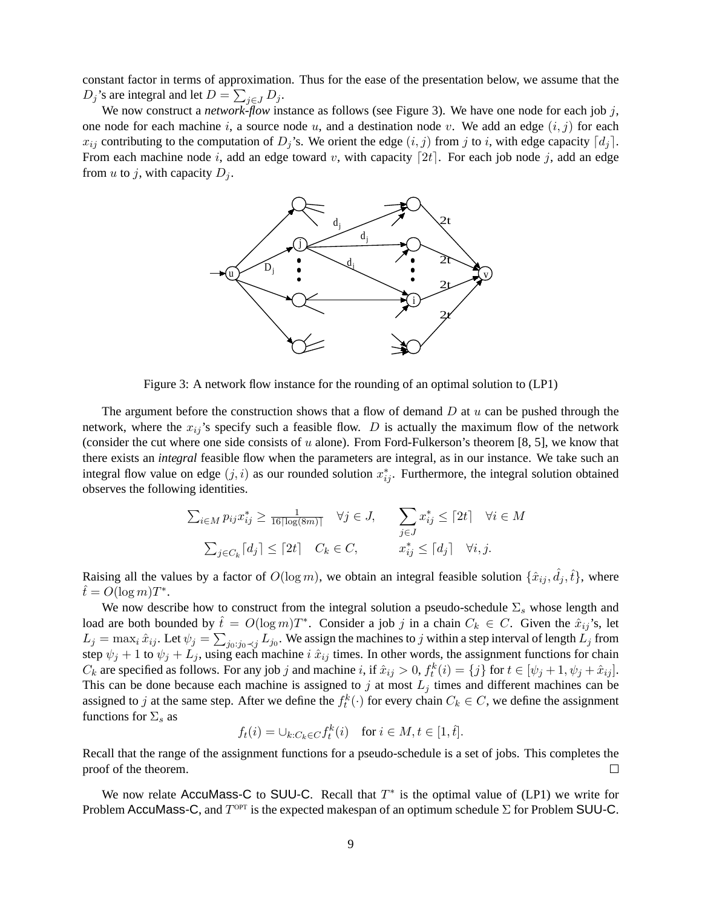constant factor in terms of approximation. Thus for the ease of the presentation below, we assume that the $D_j$'s are integral and let $D = \sum_{j \in J} D_j$.

We now construct a *network-flow* instance as follows (see Figure 3). We have one node for each job $j$, one node for each machine $i$, a source node $u$, and a destination node $v$. We add an edge $(i, j)$ for each $x_{ij}$ contributing to the computation of $D_j$'s. We orient the edge $(i, j)$ from $j$ to $i$, with edge capacity $\lceil d_j \rceil$. From each machine node $i$, add an edge toward $v$, with capacity $\lceil 2t \rceil$. For each job node $j$, add an edge from $u$ to $j$, with capacity $D_j$.

Figure 3: A network flow instance for the rounding of an optimal solution to (LP1)

The argument before the construction shows that a flow of demand $D$ at $u$ can be pushed through the network, where the $x_{ij}$'s specify such a feasible flow. $D$ is actually the maximum flow of the network (consider the cut where one side consists of $u$ alone). From Ford-Fulkerson's theorem [8, 5], we know that there exists an *integral* feasible flow when the parameters are integral, as in our instance. We take such an integral flow value on edge $(j, i)$ as our rounded solution $x^*_{ij}$. Furthermore, the integral solution obtained observes the following identities.

$$\sum_{i \in M} p_{ij} x^*_{ij} \geq \tfrac{1}{16 \lceil \log(8m) \rceil} \quad \forall j \in J, \qquad \sum_{j \in J} x^*_{ij} \leq \lceil 2t \rceil \quad \forall i \in M$$

$$\sum_{j \in C_k} \lceil d_j \rceil \leq \lceil 2t \rceil \quad C_k \in C, \qquad x^*_{ij} \leq \lceil d_j \rceil \quad \forall i, j.$$

Raising all the values by a factor of $O(\log m)$, we obtain an integral feasible solution $\{\hat{x}_{ij}, \hat{d}_j, \hat{t}\}$, where $\hat{t} = O(\log m) T^*$.

We now describe how to construct from the integral solution a pseudo-schedule $\Sigma_s$ whose length and load are both bounded by $\hat{t} = O(\log m) T^*$. Consider a job $j$ in a chain $C_k \in C$. Given the $\hat{x}_{ij}$'s, let $L_j = \max_i \hat{x}_{ij}$. Let $\psi_j = \sum_{j_0 : j_0 \prec j} L_{j_0}$. We assign the machines to $j$ within a step interval of length $L_j$ from step $\psi_j + 1$ to $\psi_j + L_j$, using each machine $i$ $\hat{x}_{ij}$ times. In other words, the assignment functions for chain $C_k$ are specified as follows. For any job $j$ and machine $i$, if $\hat{x}_{ij} > 0$, $f^k_t(i) = \{j\}$ for $t \in [\psi_j + 1, \psi_j + \hat{x}_{ij}]$. This can be done because each machine is assigned to $j$ at most $L_j$ times and different machines can be assigned to $j$ at the same step. After we define the $f^k_t(\cdot)$ for every chain $C_k \in C$, we define the assignment functions for $\Sigma_s$ as

$$f_t(i) = \cup_{k : C_k \in C} f^k_t(i) \quad \text{for } i \in M, t \in [1, \hat{t}].$$

Recall that the range of the assignment functions for a pseudo-schedule is a set of jobs. This completes the proof of the theorem. $\square$

We now relate AccuMass-C to SUU-C. Recall that $T^*$ is the optimal value of (LP1) we write for Problem AccuMass-C, and $T^{\text{OPT}}$ is the expected makespan of an optimum schedule $\Sigma$ for Problem SUU-C.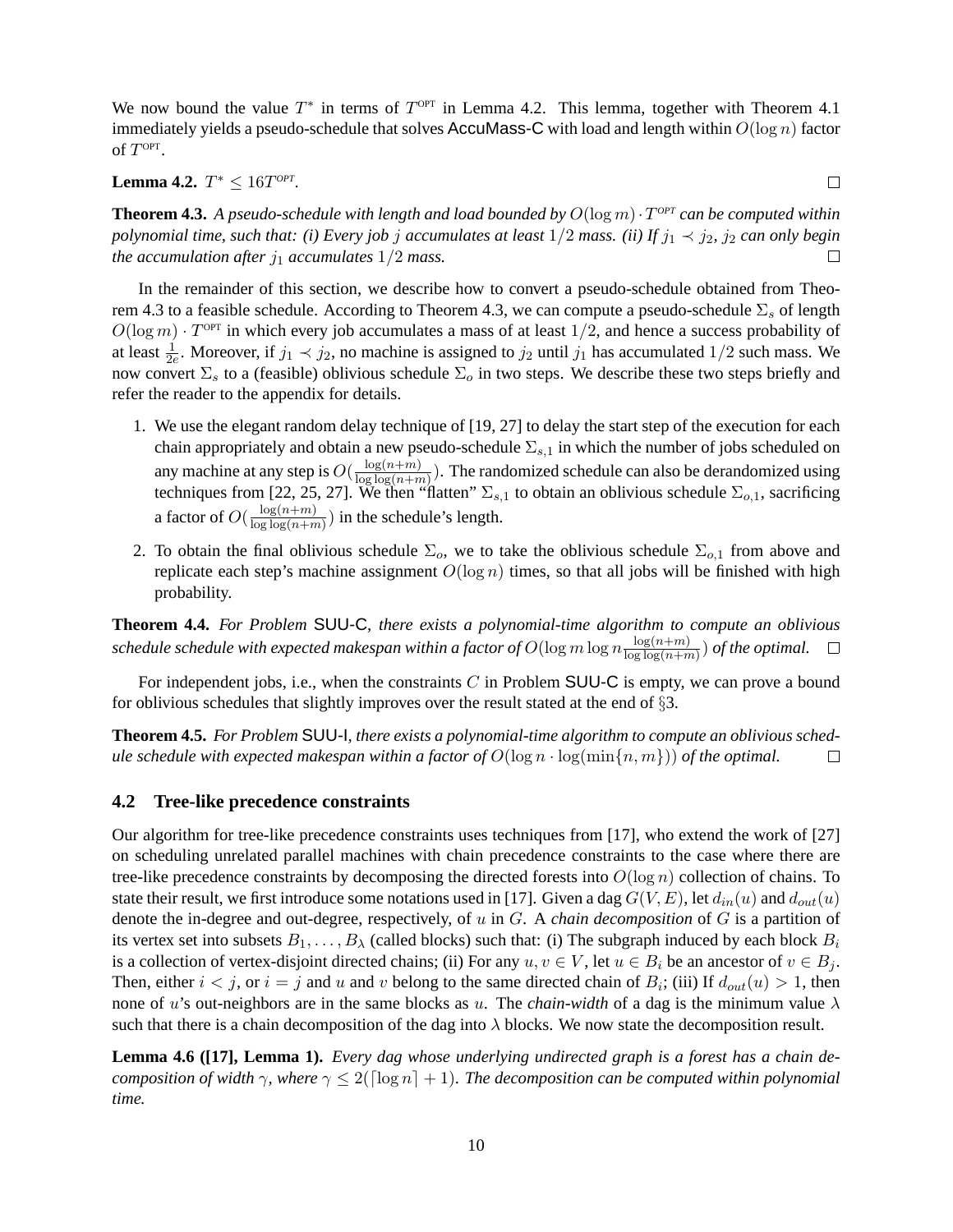We now bound the value $T^*$ in terms of $T^{\text{OPT}}$ in Lemma 4.2. This lemma, together with Theorem 4.1 immediately yields a pseudo-schedule that solves AccuMass-C with load and length within $O(\log n)$ factor of $T^{\text{OPT}}$.

**Lemma 4.2.** $T^* \leq 16T^{\text{OPT}}$. □

**Theorem 4.3.** *A pseudo-schedule with length and load bounded by $O(\log m) \cdot T^{\text{OPT}}$ can be computed within polynomial time, such that: (i) Every job $j$ accumulates at least $1/2$ mass. (ii) If $j_1 \prec j_2$, $j_2$ can only begin the accumulation after $j_1$ accumulates $1/2$ mass.* □

In the remainder of this section, we describe how to convert a pseudo-schedule obtained from Theorem 4.3 to a feasible schedule. According to Theorem 4.3, we can compute a pseudo-schedule $\Sigma_s$ of length $O(\log m) \cdot T^{\text{OPT}}$ in which every job accumulates a mass of at least $1/2$, and hence a success probability of at least $\frac{1}{2e}$. Moreover, if $j_1 \prec j_2$, no machine is assigned to $j_2$ until $j_1$ has accumulated $1/2$ such mass. We now convert $\Sigma_s$ to a (feasible) oblivious schedule $\Sigma_o$ in two steps. We describe these two steps briefly and refer the reader to the appendix for details.

1. We use the elegant random delay technique of [19, 27] to delay the start step of the execution for each chain appropriately and obtain a new pseudo-schedule $\Sigma_{s,1}$ in which the number of jobs scheduled on any machine at any step is $O(\frac{\log(n+m)}{\log\log(n+m)})$. The randomized schedule can also be derandomized using techniques from [22, 25, 27]. We then "flatten" $\Sigma_{s,1}$ to obtain an oblivious schedule $\Sigma_{o,1}$, sacrificing a factor of $O(\frac{\log(n+m)}{\log\log(n+m)})$ in the schedule's length.
2. To obtain the final oblivious schedule $\Sigma_o$, we to take the oblivious schedule $\Sigma_{o,1}$ from above and replicate each step's machine assignment $O(\log n)$ times, so that all jobs will be finished with high probability.

**Theorem 4.4.** *For Problem SUU-C, there exists a polynomial-time algorithm to compute an oblivious schedule schedule with expected makespan within a factor of $O(\log m \log n \frac{\log(n+m)}{\log\log(n+m)})$ of the optimal.* □

For independent jobs, i.e., when the constraints $C$ in Problem SUU-C is empty, we can prove a bound for oblivious schedules that slightly improves over the result stated at the end of §3.

**Theorem 4.5.** *For Problem SUU-I, there exists a polynomial-time algorithm to compute an oblivious schedule schedule with expected makespan within a factor of $O(\log n \cdot \log(\min\{n, m\}))$ of the optimal.* □

### 4.2 Tree-like precedence constraints

Our algorithm for tree-like precedence constraints uses techniques from [17], who extend the work of [27] on scheduling unrelated parallel machines with chain precedence constraints to the case where there are tree-like precedence constraints by decomposing the directed forests into $O(\log n)$ collection of chains. To state their result, we first introduce some notations used in [17]. Given a dag $G(V, E)$, let $d_{in}(u)$ and $d_{out}(u)$ denote the in-degree and out-degree, respectively, of $u$ in $G$. A *chain decomposition* of $G$ is a partition of its vertex set into subsets $B_1, \ldots, B_\lambda$ (called blocks) such that: (i) The subgraph induced by each block $B_i$ is a collection of vertex-disjoint directed chains; (ii) For any $u, v \in V$, let $u \in B_i$ be an ancestor of $v \in B_j$. Then, either $i < j$, or $i = j$ and $u$ and $v$ belong to the same directed chain of $B_i$; (iii) If $d_{out}(u) > 1$, then none of $u$'s out-neighbors are in the same blocks as $u$. The *chain-width* of a dag is the minimum value $\lambda$ such that there is a chain decomposition of the dag into $\lambda$ blocks. We now state the decomposition result.

**Lemma 4.6 ([17], Lemma 1).** *Every dag whose underlying undirected graph is a forest has a chain decomposition of width $\gamma$, where $\gamma \leq 2(\lceil \log n \rceil + 1)$. The decomposition can be computed within polynomial time.*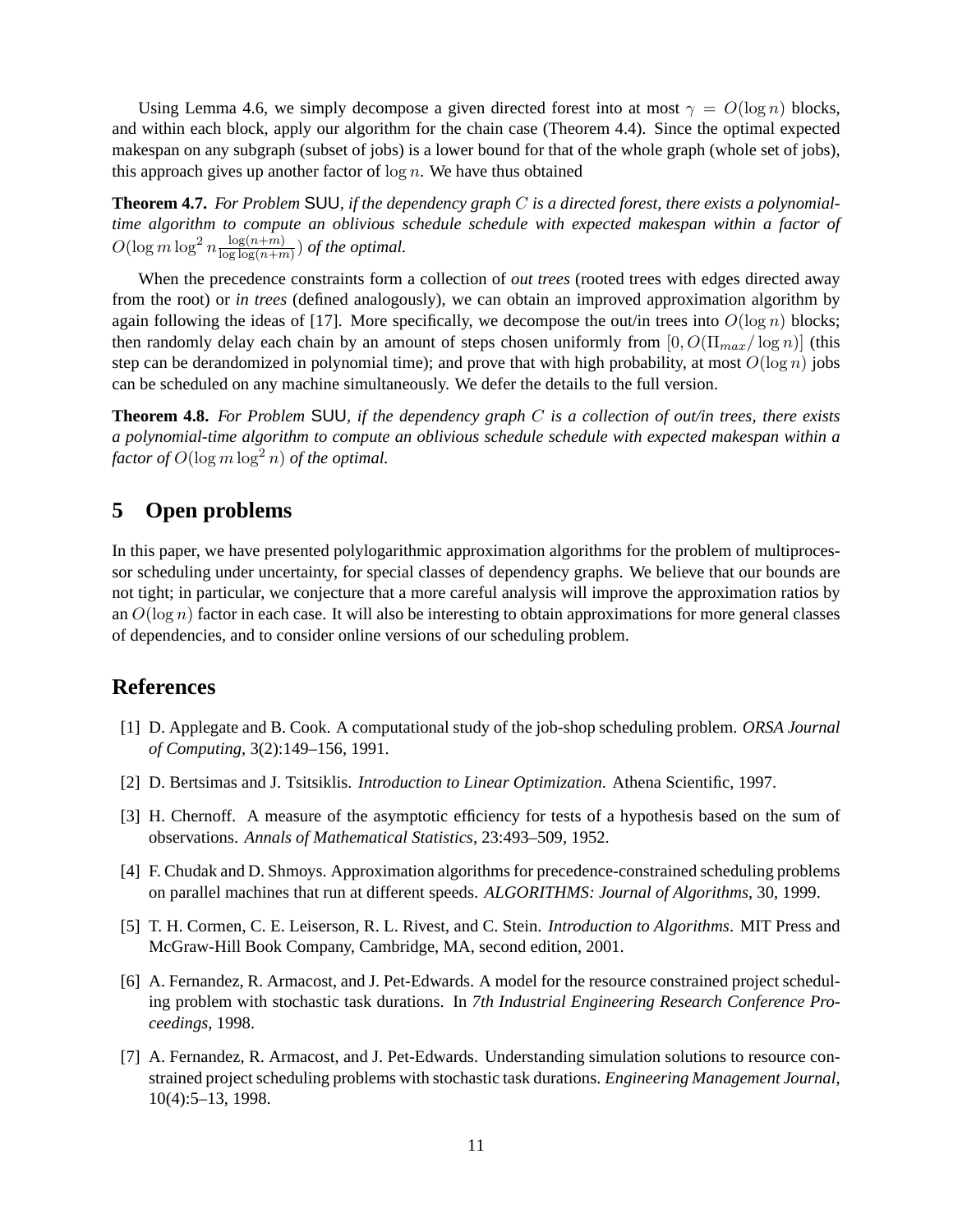Using Lemma 4.6, we simply decompose a given directed forest into at most $\gamma = O(\log n)$ blocks, and within each block, apply our algorithm for the chain case (Theorem 4.4). Since the optimal expected makespan on any subgraph (subset of jobs) is a lower bound for that of the whole graph (whole set of jobs), this approach gives up another factor of $\log n$. We have thus obtained

**Theorem 4.7.** *For Problem* SUU*, if the dependency graph $C$ is a directed forest, there exists a polynomial-time algorithm to compute an oblivious schedule schedule with expected makespan within a factor of $O(\log m \log^2 n \frac{\log(n+m)}{\log\log(n+m)})$ of the optimal.*

When the precedence constraints form a collection of *out trees* (rooted trees with edges directed away from the root) or *in trees* (defined analogously), we can obtain an improved approximation algorithm by again following the ideas of [17]. More specifically, we decompose the out/in trees into $O(\log n)$ blocks; then randomly delay each chain by an amount of steps chosen uniformly from $[0, O(\Pi_{max}/\log n)]$ (this step can be derandomized in polynomial time); and prove that with high probability, at most $O(\log n)$ jobs can be scheduled on any machine simultaneously. We defer the details to the full version.

**Theorem 4.8.** *For Problem* SUU*, if the dependency graph $C$ is a collection of out/in trees, there exists a polynomial-time algorithm to compute an oblivious schedule schedule with expected makespan within a factor of $O(\log m \log^2 n)$ of the optimal.*

## 5 Open problems

In this paper, we have presented polylogarithmic approximation algorithms for the problem of multiprocessor scheduling under uncertainty, for special classes of dependency graphs. We believe that our bounds are not tight; in particular, we conjecture that a more careful analysis will improve the approximation ratios by an $O(\log n)$ factor in each case. It will also be interesting to obtain approximations for more general classes of dependencies, and to consider online versions of our scheduling problem.

## References

[1] D. Applegate and B. Cook. A computational study of the job-shop scheduling problem. *ORSA Journal of Computing*, 3(2):149–156, 1991.

[2] D. Bertsimas and J. Tsitsiklis. *Introduction to Linear Optimization*. Athena Scientific, 1997.

[3] H. Chernoff. A measure of the asymptotic efficiency for tests of a hypothesis based on the sum of observations. *Annals of Mathematical Statistics*, 23:493–509, 1952.

[4] F. Chudak and D. Shmoys. Approximation algorithms for precedence-constrained scheduling problems on parallel machines that run at different speeds. *ALGORITHMS: Journal of Algorithms*, 30, 1999.

[5] T. H. Cormen, C. E. Leiserson, R. L. Rivest, and C. Stein. *Introduction to Algorithms*. MIT Press and McGraw-Hill Book Company, Cambridge, MA, second edition, 2001.

[6] A. Fernandez, R. Armacost, and J. Pet-Edwards. A model for the resource constrained project scheduling problem with stochastic task durations. In *7th Industrial Engineering Research Conference Proceedings*, 1998.

[7] A. Fernandez, R. Armacost, and J. Pet-Edwards. Understanding simulation solutions to resource constrained project scheduling problems with stochastic task durations. *Engineering Management Journal*, 10(4):5–13, 1998.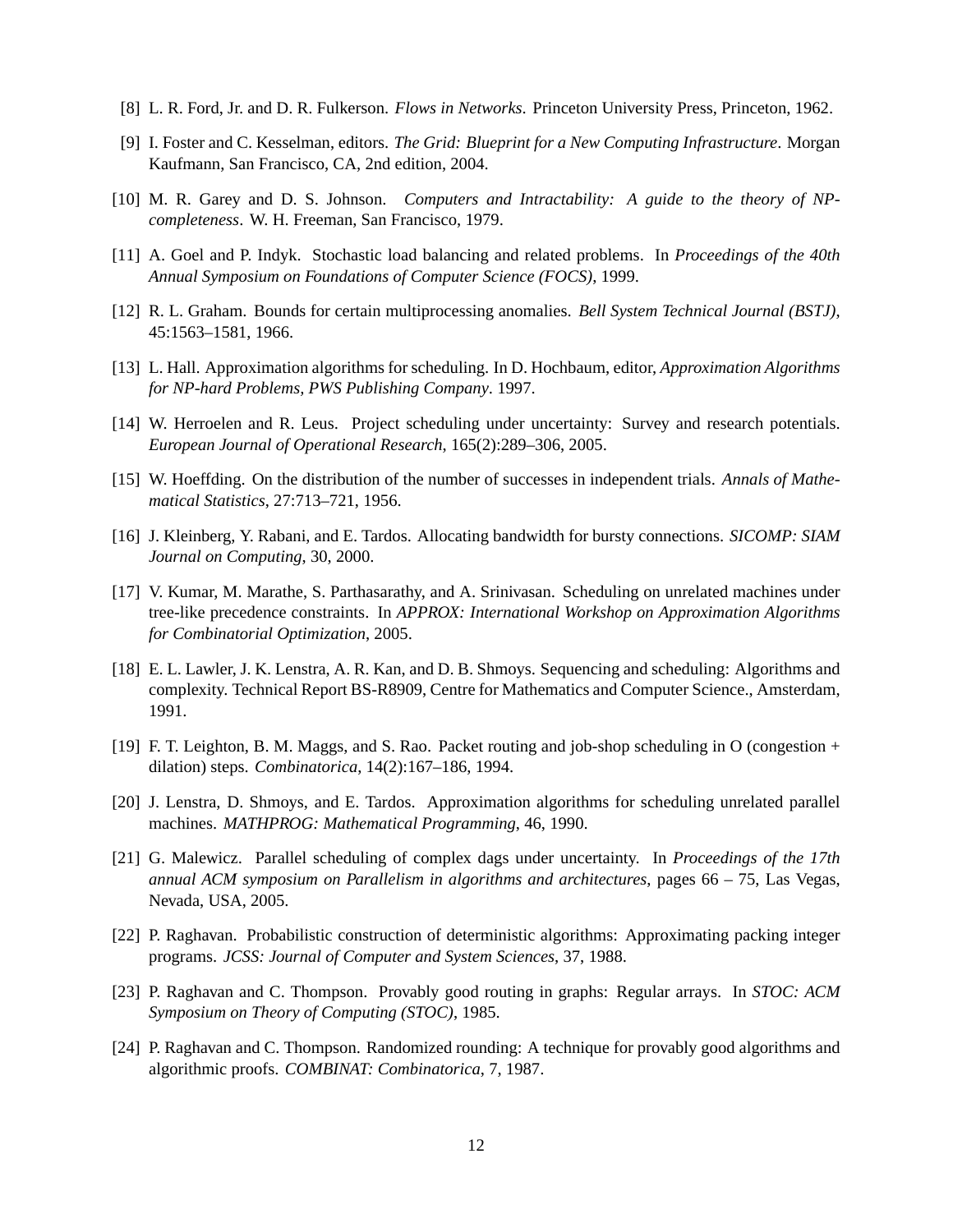[8] L. R. Ford, Jr. and D. R. Fulkerson. *Flows in Networks*. Princeton University Press, Princeton, 1962.

[9] I. Foster and C. Kesselman, editors. *The Grid: Blueprint for a New Computing Infrastructure*. Morgan Kaufmann, San Francisco, CA, 2nd edition, 2004.

[10] M. R. Garey and D. S. Johnson. *Computers and Intractability: A guide to the theory of NP-completeness*. W. H. Freeman, San Francisco, 1979.

[11] A. Goel and P. Indyk. Stochastic load balancing and related problems. In *Proceedings of the 40th Annual Symposium on Foundations of Computer Science (FOCS)*, 1999.

[12] R. L. Graham. Bounds for certain multiprocessing anomalies. *Bell System Technical Journal (BSTJ)*, 45:1563–1581, 1966.

[13] L. Hall. Approximation algorithms for scheduling. In D. Hochbaum, editor, *Approximation Algorithms for NP-hard Problems, PWS Publishing Company*. 1997.

[14] W. Herroelen and R. Leus. Project scheduling under uncertainty: Survey and research potentials. *European Journal of Operational Research*, 165(2):289–306, 2005.

[15] W. Hoeffding. On the distribution of the number of successes in independent trials. *Annals of Mathematical Statistics*, 27:713–721, 1956.

[16] J. Kleinberg, Y. Rabani, and E. Tardos. Allocating bandwidth for bursty connections. *SICOMP: SIAM Journal on Computing*, 30, 2000.

[17] V. Kumar, M. Marathe, S. Parthasarathy, and A. Srinivasan. Scheduling on unrelated machines under tree-like precedence constraints. In *APPROX: International Workshop on Approximation Algorithms for Combinatorial Optimization*, 2005.

[18] E. L. Lawler, J. K. Lenstra, A. R. Kan, and D. B. Shmoys. Sequencing and scheduling: Algorithms and complexity. Technical Report BS-R8909, Centre for Mathematics and Computer Science., Amsterdam, 1991.

[19] F. T. Leighton, B. M. Maggs, and S. Rao. Packet routing and job-shop scheduling in O (congestion + dilation) steps. *Combinatorica*, 14(2):167–186, 1994.

[20] J. Lenstra, D. Shmoys, and E. Tardos. Approximation algorithms for scheduling unrelated parallel machines. *MATHPROG: Mathematical Programming*, 46, 1990.

[21] G. Malewicz. Parallel scheduling of complex dags under uncertainty. In *Proceedings of the 17th annual ACM symposium on Parallelism in algorithms and architectures*, pages 66 – 75, Las Vegas, Nevada, USA, 2005.

[22] P. Raghavan. Probabilistic construction of deterministic algorithms: Approximating packing integer programs. *JCSS: Journal of Computer and System Sciences*, 37, 1988.

[23] P. Raghavan and C. Thompson. Provably good routing in graphs: Regular arrays. In *STOC: ACM Symposium on Theory of Computing (STOC)*, 1985.

[24] P. Raghavan and C. Thompson. Randomized rounding: A technique for provably good algorithms and algorithmic proofs. *COMBINAT: Combinatorica*, 7, 1987.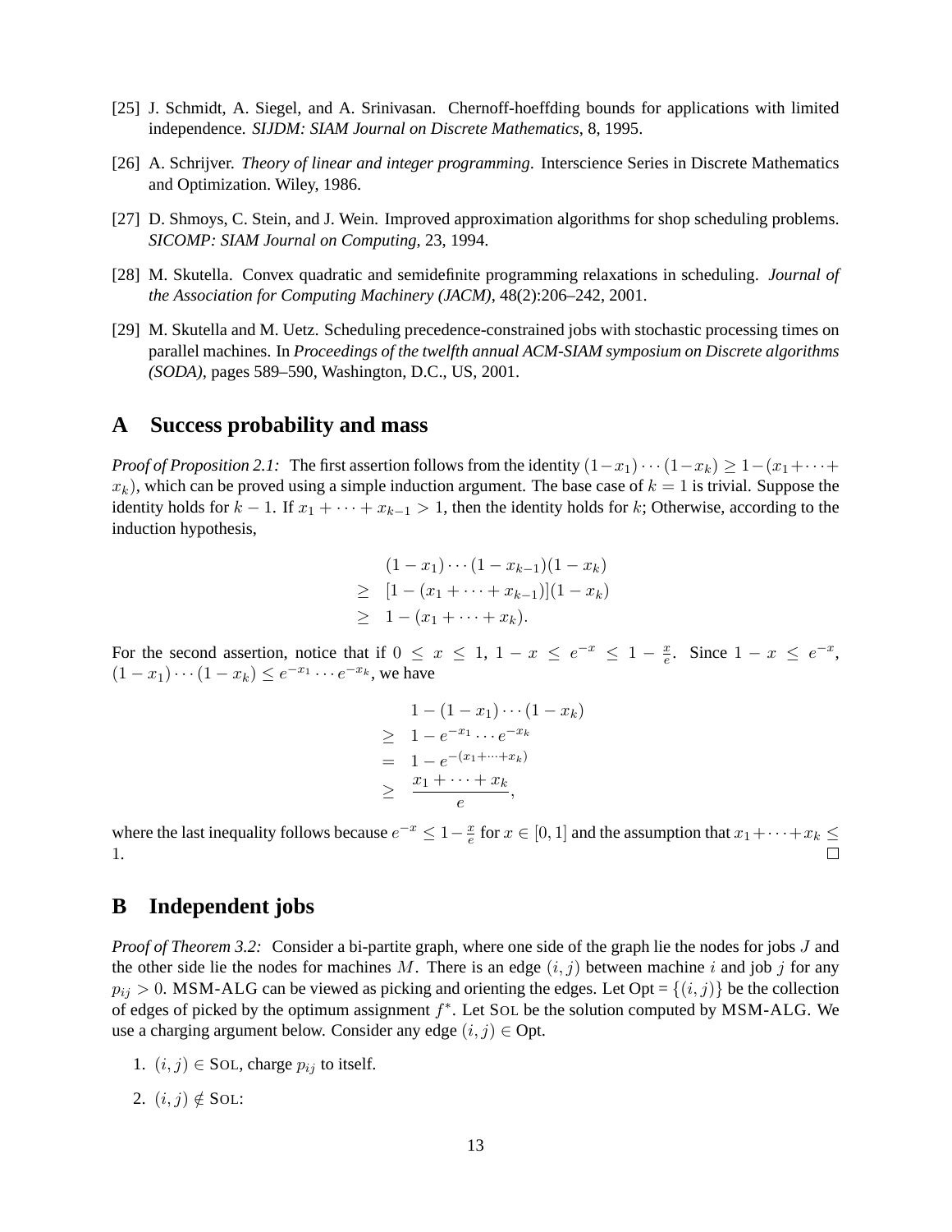[25] J. Schmidt, A. Siegel, and A. Srinivasan. Chernoff-hoeffding bounds for applications with limited independence. *SIJDM: SIAM Journal on Discrete Mathematics*, 8, 1995.

[26] A. Schrijver. *Theory of linear and integer programming*. Interscience Series in Discrete Mathematics and Optimization. Wiley, 1986.

[27] D. Shmoys, C. Stein, and J. Wein. Improved approximation algorithms for shop scheduling problems. *SICOMP: SIAM Journal on Computing*, 23, 1994.

[28] M. Skutella. Convex quadratic and semidefinite programming relaxations in scheduling. *Journal of the Association for Computing Machinery (JACM)*, 48(2):206–242, 2001.

[29] M. Skutella and M. Uetz. Scheduling precedence-constrained jobs with stochastic processing times on parallel machines. In *Proceedings of the twelfth annual ACM-SIAM symposium on Discrete algorithms (SODA)*, pages 589–590, Washington, D.C., US, 2001.

## A Success probability and mass

*Proof of Proposition 2.1:* The first assertion follows from the identity $(1-x_1)\cdots(1-x_k) \geq 1-(x_1+\cdots+x_k)$, which can be proved using a simple induction argument. The base case of $k=1$ is trivial. Suppose the identity holds for $k-1$. If $x_1+\cdots+x_{k-1} > 1$, then the identity holds for $k$; Otherwise, according to the induction hypothesis,

$$
\begin{aligned}
& (1-x_1)\cdots(1-x_{k-1})(1-x_k) \\
\geq \; & [1-(x_1+\cdots+x_{k-1})](1-x_k) \\
\geq \; & 1-(x_1+\cdots+x_k).
\end{aligned}
$$

For the second assertion, notice that if $0 \leq x \leq 1$, $1-x \leq e^{-x} \leq 1-\frac{x}{e}$. Since $1-x \leq e^{-x}$, $(1-x_1)\cdots(1-x_k) \leq e^{-x_1}\cdots e^{-x_k}$, we have

$$
\begin{aligned}
& 1-(1-x_1)\cdots(1-x_k) \\
\geq \; & 1-e^{-x_1}\cdots e^{-x_k} \\
= \; & 1-e^{-(x_1+\cdots+x_k)} \\
\geq \; & \frac{x_1+\cdots+x_k}{e},
\end{aligned}
$$

where the last inequality follows because $e^{-x} \leq 1-\frac{x}{e}$ for $x \in [0,1]$ and the assumption that $x_1+\cdots+x_k \leq 1$. □

## B Independent jobs

*Proof of Theorem 3.2:* Consider a bi-partite graph, where one side of the graph lie the nodes for jobs $J$ and the other side lie the nodes for machines $M$. There is an edge $(i,j)$ between machine $i$ and job $j$ for any $p_{ij} > 0$. MSM-ALG can be viewed as picking and orienting the edges. Let Opt = $\{(i,j)\}$ be the collection of edges of picked by the optimum assignment $f^*$. Let SOL be the solution computed by MSM-ALG. We use a charging argument below. Consider any edge $(i,j) \in$ Opt.

1. $(i,j) \in$ SOL, charge $p_{ij}$ to itself.

2. $(i,j) \notin$ SOL: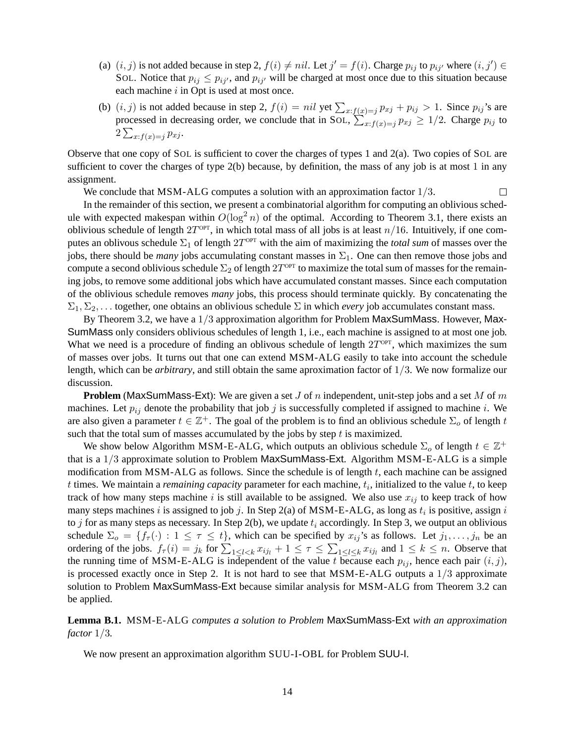(a) $(i, j)$ is not added because in step 2, $f(i) \neq nil$. Let $j' = f(i)$. Charge $p_{ij}$ to $p_{ij'}$ where $(i, j') \in$ SOL. Notice that $p_{ij} \leq p_{ij'}$, and $p_{ij'}$ will be charged at most once due to this situation because each machine $i$ in Opt is used at most once.

(b) $(i, j)$ is not added because in step 2, $f(i) = nil$ yet $\sum_{x:f(x)=j} p_{xj} + p_{ij} > 1$. Since $p_{ij}$'s are processed in decreasing order, we conclude that in SOL, $\sum_{x:f(x)=j} p_{xj} \geq 1/2$. Charge $p_{ij}$ to $2\sum_{x:f(x)=j} p_{xj}$.

Observe that one copy of SOL is sufficient to cover the charges of types 1 and 2(a). Two copies of SOL are sufficient to cover the charges of type 2(b) because, by definition, the mass of any job is at most 1 in any assignment.

We conclude that MSM-ALG computes a solution with an approximation factor $1/3$. □

In the remainder of this section, we present a combinatorial algorithm for computing an oblivious schedule with expected makespan within $O(\log^2 n)$ of the optimal. According to Theorem 3.1, there exists an oblivious schedule of length $2T^{\text{OPT}}$, in which total mass of all jobs is at least $n/16$. Intuitively, if one computes an oblivous schedule $\Sigma_1$ of length $2T^{\text{OPT}}$ with the aim of maximizing the *total sum* of masses over the jobs, there should be *many* jobs accumulating constant masses in $\Sigma_1$. One can then remove those jobs and compute a second oblivious schedule $\Sigma_2$ of length $2T^{\text{OPT}}$ to maximize the total sum of masses for the remaining jobs, to remove some additional jobs which have accumulated constant masses. Since each computation of the oblivious schedule removes *many* jobs, this process should terminate quickly. By concatenating the $\Sigma_1, \Sigma_2, \ldots$ together, one obtains an oblivious schedule $\Sigma$ in which *every* job accumulates constant mass.

By Theorem 3.2, we have a $1/3$ approximation algorithm for Problem MaxSumMass. However, MaxSumMass only considers oblivious schedules of length 1, i.e., each machine is assigned to at most one job. What we need is a procedure of finding an oblivous schedule of length $2T^{\text{OPT}}$, which maximizes the sum of masses over jobs. It turns out that one can extend MSM-ALG easily to take into account the schedule length, which can be *arbitrary*, and still obtain the same aproximation factor of $1/3$. We now formalize our discussion.

**Problem** (MaxSumMass-Ext): We are given a set $J$ of $n$ independent, unit-step jobs and a set $M$ of $m$ machines. Let $p_{ij}$ denote the probability that job $j$ is successfully completed if assigned to machine $i$. We are also given a parameter $t \in \mathbb{Z}^+$. The goal of the problem is to find an oblivious schedule $\Sigma_o$ of length $t$ such that the total sum of masses accumulated by the jobs by step $t$ is maximized.

We show below Algorithm MSM-E-ALG, which outputs an oblivious schedule $\Sigma_o$ of length $t \in \mathbb{Z}^+$ that is a $1/3$ approximate solution to Problem MaxSumMass-Ext. Algorithm MSM-E-ALG is a simple modification from MSM-ALG as follows. Since the schedule is of length $t$, each machine can be assigned $t$ times. We maintain a *remaining capacity* parameter for each machine, $t_i$, initialized to the value $t$, to keep track of how many steps machine $i$ is still available to be assigned. We also use $x_{ij}$ to keep track of how many steps machines $i$ is assigned to job $j$. In Step 2(a) of MSM-E-ALG, as long as $t_i$ is positive, assign $i$ to $j$ for as many steps as necessary. In Step 2(b), we update $t_i$ accordingly. In Step 3, we output an oblivious schedule $\Sigma_o = \{f_\tau(\cdot) : 1 \leq \tau \leq t\}$, which can be specified by $x_{ij}$'s as follows. Let $j_1, \ldots, j_n$ be an ordering of the jobs. $f_\tau(i) = j_k$ for $\sum_{1 \leq l < k} x_{ij_l} + 1 \leq \tau \leq \sum_{1 \leq l \leq k} x_{ij_l}$ and $1 \leq k \leq n$. Observe that the running time of MSM-E-ALG is independent of the value $t$ because each $p_{ij}$, hence each pair $(i, j)$, is processed exactly once in Step 2. It is not hard to see that MSM-E-ALG outputs a $1/3$ approximate solution to Problem MaxSumMass-Ext because similar analysis for MSM-ALG from Theorem 3.2 can be applied.

**Lemma B.1.** MSM-E-ALG *computes a solution to Problem* MaxSumMass-Ext *with an approximation factor* $1/3$*.*

We now present an approximation algorithm SUU-I-OBL for Problem SUU-I.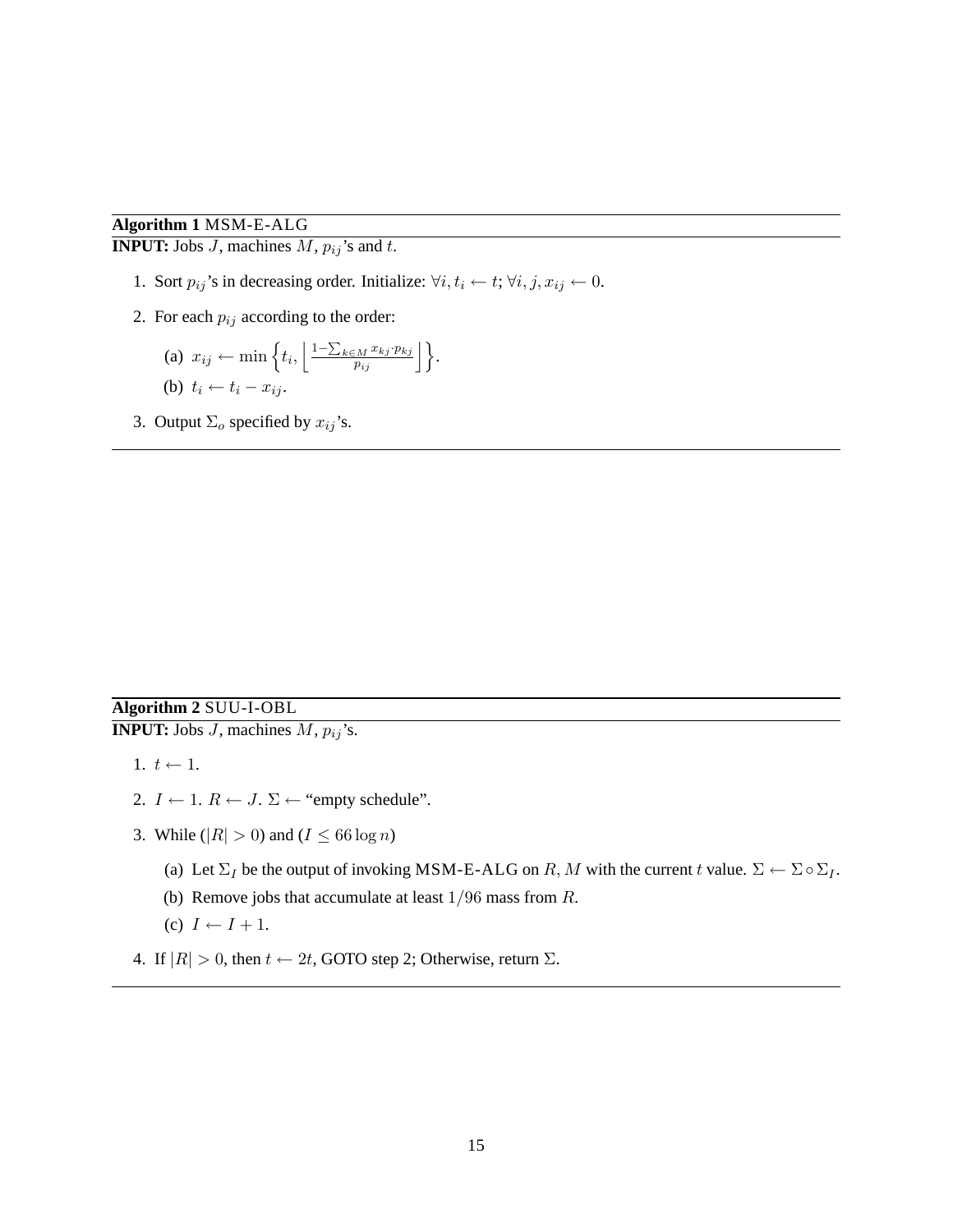**Algorithm 1** MSM-E-ALG

**INPUT:** Jobs $J$, machines $M$, $p_{ij}$'s and $t$.

1. Sort $p_{ij}$'s in decreasing order. Initialize: $\forall i, t_i \leftarrow t$; $\forall i, j, x_{ij} \leftarrow 0$.
2. For each $p_{ij}$ according to the order:
   (a) $x_{ij} \leftarrow \min\left\{t_i, \left\lfloor \frac{1-\sum_{k \in M} x_{kj} \cdot p_{kj}}{p_{ij}} \right\rfloor\right\}$.
   (b) $t_i \leftarrow t_i - x_{ij}$.
3. Output $\Sigma_o$ specified by $x_{ij}$'s.

---

**Algorithm 2** SUU-I-OBL

**INPUT:** Jobs $J$, machines $M$, $p_{ij}$'s.

1. $t \leftarrow 1$.
2. $I \leftarrow 1$. $R \leftarrow J$. $\Sigma \leftarrow$ "empty schedule".
3. While ($|R| > 0$) and ($I \leq 66 \log n$)
   (a) Let $\Sigma_I$ be the output of invoking MSM-E-ALG on $R, M$ with the current $t$ value. $\Sigma \leftarrow \Sigma \circ \Sigma_I$.
   (b) Remove jobs that accumulate at least $1/96$ mass from $R$.
   (c) $I \leftarrow I + 1$.
4. If $|R| > 0$, then $t \leftarrow 2t$, GOTO step 2; Otherwise, return $\Sigma$.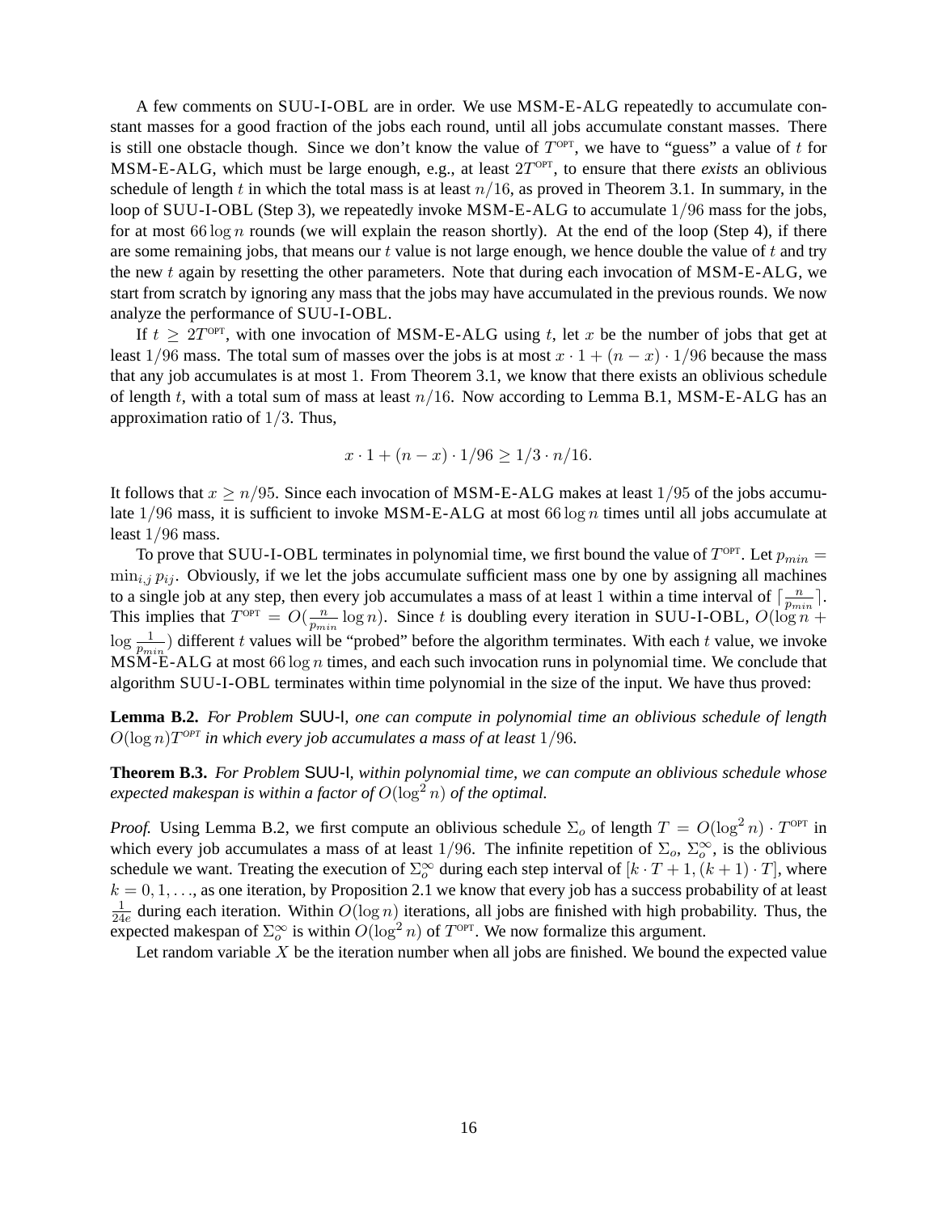A few comments on SUU-I-OBL are in order. We use MSM-E-ALG repeatedly to accumulate constant masses for a good fraction of the jobs each round, until all jobs accumulate constant masses. There is still one obstacle though. Since we don't know the value of $T^{\text{OPT}}$, we have to "guess" a value of $t$ for MSM-E-ALG, which must be large enough, e.g., at least $2T^{\text{OPT}}$, to ensure that there *exists* an oblivious schedule of length $t$ in which the total mass is at least $n/16$, as proved in Theorem 3.1. In summary, in the loop of SUU-I-OBL (Step 3), we repeatedly invoke MSM-E-ALG to accumulate $1/96$ mass for the jobs, for at most $66 \log n$ rounds (we will explain the reason shortly). At the end of the loop (Step 4), if there are some remaining jobs, that means our $t$ value is not large enough, we hence double the value of $t$ and try the new $t$ again by resetting the other parameters. Note that during each invocation of MSM-E-ALG, we start from scratch by ignoring any mass that the jobs may have accumulated in the previous rounds. We now analyze the performance of SUU-I-OBL.

If $t \geq 2T^{\text{OPT}}$, with one invocation of MSM-E-ALG using $t$, let $x$ be the number of jobs that get at least $1/96$ mass. The total sum of masses over the jobs is at most $x \cdot 1 + (n-x) \cdot 1/96$ because the mass that any job accumulates is at most 1. From Theorem 3.1, we know that there exists an oblivious schedule of length $t$, with a total sum of mass at least $n/16$. Now according to Lemma B.1, MSM-E-ALG has an approximation ratio of $1/3$. Thus,

$$x \cdot 1 + (n-x) \cdot 1/96 \geq 1/3 \cdot n/16.$$

It follows that $x \geq n/95$. Since each invocation of MSM-E-ALG makes at least $1/95$ of the jobs accumulate $1/96$ mass, it is sufficient to invoke MSM-E-ALG at most $66 \log n$ times until all jobs accumulate at least $1/96$ mass.

To prove that SUU-I-OBL terminates in polynomial time, we first bound the value of $T^{\text{OPT}}$. Let $p_{min} = \min_{i,j} p_{ij}$. Obviously, if we let the jobs accumulate sufficient mass one by one by assigning all machines to a single job at any step, then every job accumulates a mass of at least 1 within a time interval of $\lceil \frac{n}{p_{min}} \rceil$. This implies that $T^{\text{OPT}} = O(\frac{n}{p_{min}} \log n)$. Since $t$ is doubling every iteration in SUU-I-OBL, $O(\log n + \log \frac{1}{p_{min}})$ different $t$ values will be "probed" before the algorithm terminates. With each $t$ value, we invoke MSM-E-ALG at most $66 \log n$ times, and each such invocation runs in polynomial time. We conclude that algorithm SUU-I-OBL terminates within time polynomial in the size of the input. We have thus proved:

**Lemma B.2.** *For Problem* SUU-I*, one can compute in polynomial time an oblivious schedule of length $O(\log n) T^{\text{OPT}}$ in which every job accumulates a mass of at least $1/96$.*

**Theorem B.3.** *For Problem* SUU-I*, within polynomial time, we can compute an oblivious schedule whose expected makespan is within a factor of $O(\log^2 n)$ of the optimal.*

*Proof.* Using Lemma B.2, we first compute an oblivious schedule $\Sigma_o$ of length $T = O(\log^2 n) \cdot T^{\text{OPT}}$ in which every job accumulates a mass of at least $1/96$. The infinite repetition of $\Sigma_o$, $\Sigma_o^\infty$, is the oblivious schedule we want. Treating the execution of $\Sigma_o^\infty$ during each step interval of $[k \cdot T + 1, (k+1) \cdot T]$, where $k = 0, 1, \ldots$, as one iteration, by Proposition 2.1 we know that every job has a success probability of at least $\frac{1}{24e}$ during each iteration. Within $O(\log n)$ iterations, all jobs are finished with high probability. Thus, the expected makespan of $\Sigma_o^\infty$ is within $O(\log^2 n)$ of $T^{\text{OPT}}$. We now formalize this argument.

Let random variable $X$ be the iteration number when all jobs are finished. We bound the expected value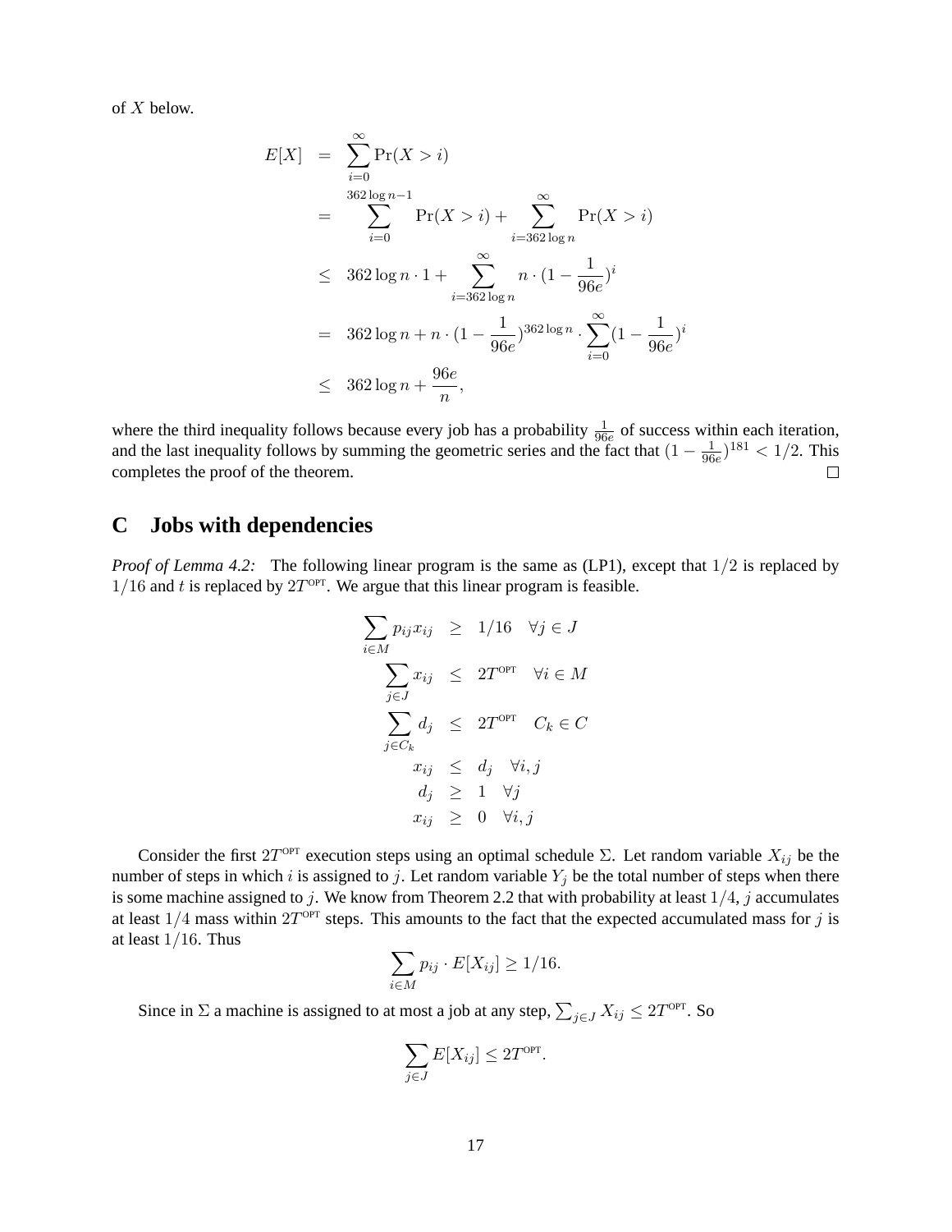of $X$ below.

$$
\begin{aligned}
E[X] &= \sum_{i=0}^{\infty} \Pr(X > i) \\
&= \sum_{i=0}^{362\log n - 1} \Pr(X > i) + \sum_{i=362\log n}^{\infty} \Pr(X > i) \\
&\leq 362\log n \cdot 1 + \sum_{i=362\log n}^{\infty} n \cdot (1 - \frac{1}{96e})^i \\
&= 362\log n + n \cdot (1 - \frac{1}{96e})^{362\log n} \cdot \sum_{i=0}^{\infty} (1 - \frac{1}{96e})^i \\
&\leq 362\log n + \frac{96e}{n},
\end{aligned}
$$

where the third inequality follows because every job has a probability $\frac{1}{96e}$ of success within each iteration, and the last inequality follows by summing the geometric series and the fact that $(1 - \frac{1}{96e})^{181} < 1/2$. This completes the proof of the theorem. □

## C Jobs with dependencies

*Proof of Lemma 4.2:* The following linear program is the same as (LP1), except that $1/2$ is replaced by $1/16$ and $t$ is replaced by $2T^{\text{OPT}}$. We argue that this linear program is feasible.

$$
\begin{aligned}
\sum_{i \in M} p_{ij} x_{ij} &\geq 1/16 \quad \forall j \in J \\
\sum_{j \in J} x_{ij} &\leq 2T^{\text{OPT}} \quad \forall i \in M \\
\sum_{j \in C_k} d_j &\leq 2T^{\text{OPT}} \quad C_k \in C \\
x_{ij} &\leq d_j \quad \forall i, j \\
d_j &\geq 1 \quad \forall j \\
x_{ij} &\geq 0 \quad \forall i, j
\end{aligned}
$$

Consider the first $2T^{\text{OPT}}$ execution steps using an optimal schedule $\Sigma$. Let random variable $X_{ij}$ be the number of steps in which $i$ is assigned to $j$. Let random variable $Y_j$ be the total number of steps when there is some machine assigned to $j$. We know from Theorem 2.2 that with probability at least $1/4$, $j$ accumulates at least $1/4$ mass within $2T^{\text{OPT}}$ steps. This amounts to the fact that the expected accumulated mass for $j$ is at least $1/16$. Thus

$$\sum_{i \in M} p_{ij} \cdot E[X_{ij}] \geq 1/16.$$

Since in $\Sigma$ a machine is assigned to at most a job at any step, $\sum_{j \in J} X_{ij} \leq 2T^{\text{OPT}}$. So

$$\sum_{j \in J} E[X_{ij}] \leq 2T^{\text{OPT}}.$$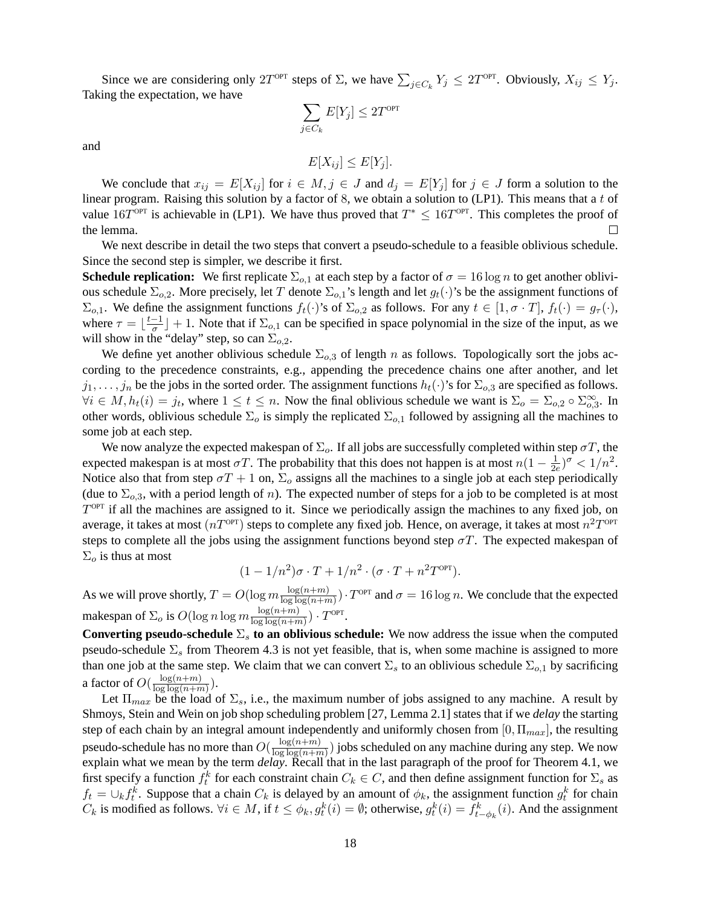Since we are considering only $2T^{\text{OPT}}$ steps of $\Sigma$, we have $\sum_{j \in C_k} Y_j \leq 2T^{\text{OPT}}$. Obviously, $X_{ij} \leq Y_j$. Taking the expectation, we have

$$\sum_{j \in C_k} E[Y_j] \leq 2T^{\text{OPT}}$$

and

$$E[X_{ij}] \leq E[Y_j].$$

We conclude that $x_{ij} = E[X_{ij}]$ for $i \in M, j \in J$ and $d_j = E[Y_j]$ for $j \in J$ form a solution to the linear program. Raising this solution by a factor of 8, we obtain a solution to (LP1). This means that a $t$ of value $16T^{\text{OPT}}$ is achievable in (LP1). We have thus proved that $T^* \leq 16T^{\text{OPT}}$. This completes the proof of the lemma. □

We next describe in detail the two steps that convert a pseudo-schedule to a feasible oblivious schedule. Since the second step is simpler, we describe it first.

**Schedule replication:** We first replicate $\Sigma_{o,1}$ at each step by a factor of $\sigma = 16 \log n$ to get another oblivious schedule $\Sigma_{o,2}$. More precisely, let $T$ denote $\Sigma_{o,1}$'s length and let $g_t(\cdot)$'s be the assignment functions of $\Sigma_{o,1}$. We define the assignment functions $f_t(\cdot)$'s of $\Sigma_{o,2}$ as follows. For any $t \in [1, \sigma \cdot T]$, $f_t(\cdot) = g_\tau(\cdot)$, where $\tau = \lfloor \frac{t-1}{\sigma} \rfloor + 1$. Note that if $\Sigma_{o,1}$ can be specified in space polynomial in the size of the input, as we will show in the "delay" step, so can $\Sigma_{o,2}$.

We define yet another oblivious schedule $\Sigma_{o,3}$ of length $n$ as follows. Topologically sort the jobs according to the precedence constraints, e.g., appending the precedence chains one after another, and let $j_1, \ldots, j_n$ be the jobs in the sorted order. The assignment functions $h_t(\cdot)$'s for $\Sigma_{o,3}$ are specified as follows. $\forall i \in M, h_t(i) = j_t$, where $1 \leq t \leq n$. Now the final oblivious schedule we want is $\Sigma_o = \Sigma_{o,2} \circ \Sigma_{o,3}^\infty$. In other words, oblivious schedule $\Sigma_o$ is simply the replicated $\Sigma_{o,1}$ followed by assigning all the machines to some job at each step.

We now analyze the expected makespan of $\Sigma_o$. If all jobs are successfully completed within step $\sigma T$, the expected makespan is at most $\sigma T$. The probability that this does not happen is at most $n(1 - \frac{1}{2e})^\sigma < 1/n^2$. Notice also that from step $\sigma T + 1$ on, $\Sigma_o$ assigns all the machines to a single job at each step periodically (due to $\Sigma_{o,3}$, with a period length of $n$). The expected number of steps for a job to be completed is at most $T^{\text{OPT}}$ if all the machines are assigned to it. Since we periodically assign the machines to any fixed job, on average, it takes at most $(nT^{\text{OPT}})$ steps to complete any fixed job. Hence, on average, it takes at most $n^2 T^{\text{OPT}}$ steps to complete all the jobs using the assignment functions beyond step $\sigma T$. The expected makespan of $\Sigma_o$ is thus at most

$$(1 - 1/n^2)\sigma \cdot T + 1/n^2 \cdot (\sigma \cdot T + n^2 T^{\text{OPT}}).$$

As we will prove shortly, $T = O(\log m \frac{\log(n+m)}{\log\log(n+m)}) \cdot T^{\text{OPT}}$ and $\sigma = 16 \log n$. We conclude that the expected makespan of $\Sigma_o$ is $O(\log n \log m \frac{\log(n+m)}{\log\log(n+m)}) \cdot T^{\text{OPT}}$.

**Converting pseudo-schedule $\Sigma_s$ to an oblivious schedule:** We now address the issue when the computed pseudo-schedule $\Sigma_s$ from Theorem 4.3 is not yet feasible, that is, when some machine is assigned to more than one job at the same step. We claim that we can convert $\Sigma_s$ to an oblivious schedule $\Sigma_{o,1}$ by sacrificing a factor of $O(\frac{\log(n+m)}{\log\log(n+m)})$.

Let $\Pi_{max}$ be the load of $\Sigma_s$, i.e., the maximum number of jobs assigned to any machine. A result by Shmoys, Stein and Wein on job shop scheduling problem [27, Lemma 2.1] states that if we *delay* the starting step of each chain by an integral amount independently and uniformly chosen from $[0, \Pi_{max}]$, the resulting pseudo-schedule has no more than $O(\frac{\log(n+m)}{\log\log(n+m)})$ jobs scheduled on any machine during any step. We now explain what we mean by the term *delay*. Recall that in the last paragraph of the proof for Theorem 4.1, we first specify a function $f_t^k$ for each constraint chain $C_k \in C$, and then define assignment function for $\Sigma_s$ as $f_t = \cup_k f_t^k$. Suppose that a chain $C_k$ is delayed by an amount of $\phi_k$, the assignment function $g_t^k$ for chain $C_k$ is modified as follows. $\forall i \in M$, if $t \leq \phi_k, g_t^k(i) = \emptyset$; otherwise, $g_t^k(i) = f_{t-\phi_k}^k(i)$. And the assignment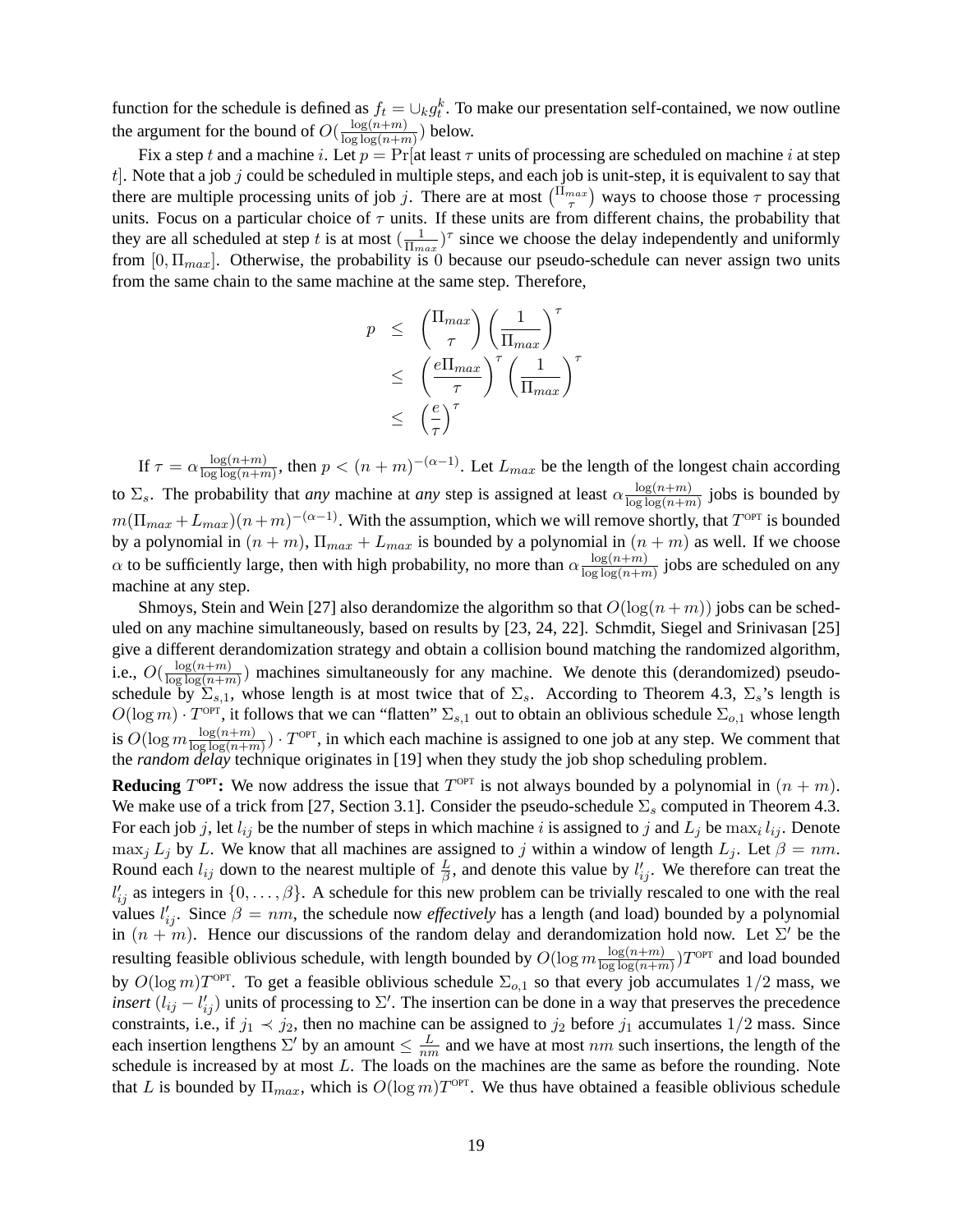function for the schedule is defined as $f_t = \cup_k g_t^k$. To make our presentation self-contained, we now outline the argument for the bound of $O(\frac{\log(n+m)}{\log\log(n+m)})$ below.

Fix a step $t$ and a machine $i$. Let $p = \Pr[$at least $\tau$ units of processing are scheduled on machine $i$ at step $t]$. Note that a job $j$ could be scheduled in multiple steps, and each job is unit-step, it is equivalent to say that there are multiple processing units of job $j$. There are at most $\binom{\Pi_{max}}{\tau}$ ways to choose those $\tau$ processing units. Focus on a particular choice of $\tau$ units. If these units are from different chains, the probability that they are all scheduled at step $t$ is at most $(\frac{1}{\Pi_{max}})^\tau$ since we choose the delay independently and uniformly from $[0, \Pi_{max}]$. Otherwise, the probability is 0 because our pseudo-schedule can never assign two units from the same chain to the same machine at the same step. Therefore,

$$
\begin{aligned}
p &\leq \binom{\Pi_{max}}{\tau}\left(\frac{1}{\Pi_{max}}\right)^\tau \\
&\leq \left(\frac{e\Pi_{max}}{\tau}\right)^\tau \left(\frac{1}{\Pi_{max}}\right)^\tau \\
&\leq \left(\frac{e}{\tau}\right)^\tau
\end{aligned}
$$

If $\tau = \alpha\frac{\log(n+m)}{\log\log(n+m)}$, then $p < (n+m)^{-(\alpha-1)}$. Let $L_{max}$ be the length of the longest chain according to $\Sigma_s$. The probability that *any* machine at *any* step is assigned at least $\alpha\frac{\log(n+m)}{\log\log(n+m)}$ jobs is bounded by $m(\Pi_{max}+L_{max})(n+m)^{-(\alpha-1)}$. With the assumption, which we will remove shortly, that $T^{\text{OPT}}$ is bounded by a polynomial in $(n+m)$, $\Pi_{max}+L_{max}$ is bounded by a polynomial in $(n+m)$ as well. If we choose $\alpha$ to be sufficiently large, then with high probability, no more than $\alpha\frac{\log(n+m)}{\log\log(n+m)}$ jobs are scheduled on any machine at any step.

Shmoys, Stein and Wein [27] also derandomize the algorithm so that $O(\log(n+m))$ jobs can be scheduled on any machine simultaneously, based on results by [23, 24, 22]. Schmdit, Siegel and Srinivasan [25] give a different derandomization strategy and obtain a collision bound matching the randomized algorithm, i.e., $O(\frac{\log(n+m)}{\log\log(n+m)})$ machines simultaneously for any machine. We denote this (derandomized) pseudo-schedule by $\Sigma_{s,1}$, whose length is at most twice that of $\Sigma_s$. According to Theorem 4.3, $\Sigma_s$'s length is $O(\log m)\cdot T^{\text{OPT}}$, it follows that we can "flatten" $\Sigma_{s,1}$ out to obtain an oblivious schedule $\Sigma_{o,1}$ whose length is $O(\log m\frac{\log(n+m)}{\log\log(n+m)})\cdot T^{\text{OPT}}$, in which each machine is assigned to one job at any step. We comment that the *random delay* technique originates in [19] when they study the job shop scheduling problem.

**Reducing $T^{\text{OPT}}$:** We now address the issue that $T^{\text{OPT}}$ is not always bounded by a polynomial in $(n+m)$. We make use of a trick from [27, Section 3.1]. Consider the pseudo-schedule $\Sigma_s$ computed in Theorem 4.3. For each job $j$, let $l_{ij}$ be the number of steps in which machine $i$ is assigned to $j$ and $L_j$ be $\max_i l_{ij}$. Denote $\max_j L_j$ by $L$. We know that all machines are assigned to $j$ within a window of length $L_j$. Let $\beta = nm$. Round each $l_{ij}$ down to the nearest multiple of $\frac{L}{\beta}$, and denote this value by $l'_{ij}$. We therefore can treat the $l'_{ij}$ as integers in $\{0,\ldots,\beta\}$. A schedule for this new problem can be trivially rescaled to one with the real values $l'_{ij}$. Since $\beta = nm$, the schedule now *effectively* has a length (and load) bounded by a polynomial in $(n+m)$. Hence our discussions of the random delay and derandomization hold now. Let $\Sigma'$ be the resulting feasible oblivious schedule, with length bounded by $O(\log m\frac{\log(n+m)}{\log\log(n+m)})T^{\text{OPT}}$ and load bounded by $O(\log m)T^{\text{OPT}}$. To get a feasible oblivious schedule $\Sigma_{o,1}$ so that every job accumulates $1/2$ mass, we *insert* $(l_{ij}-l'_{ij})$ units of processing to $\Sigma'$. The insertion can be done in a way that preserves the precedence constraints, i.e., if $j_1 \prec j_2$, then no machine can be assigned to $j_2$ before $j_1$ accumulates $1/2$ mass. Since each insertion lengthens $\Sigma'$ by an amount $\leq \frac{L}{nm}$ and we have at most $nm$ such insertions, the length of the schedule is increased by at most $L$. The loads on the machines are the same as before the rounding. Note that $L$ is bounded by $\Pi_{max}$, which is $O(\log m)T^{\text{OPT}}$. We thus have obtained a feasible oblivious schedule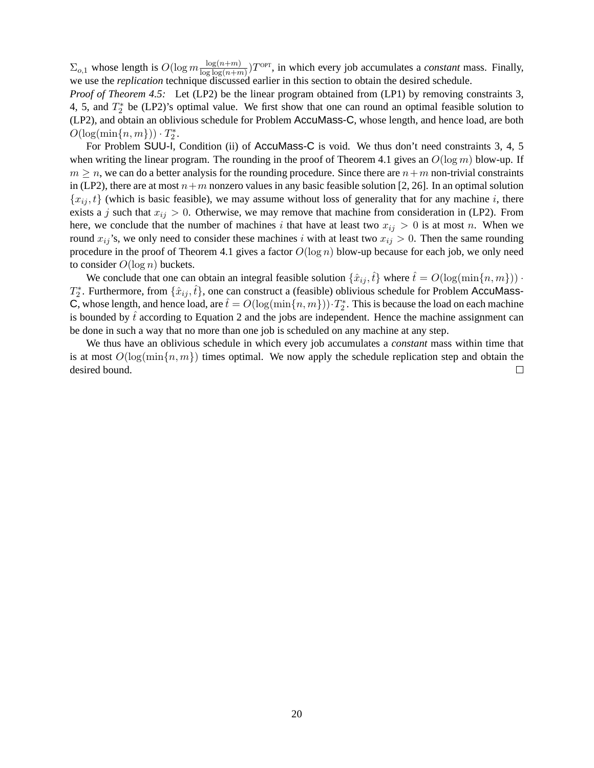$\Sigma_{o,1}$ whose length is $O(\log m \frac{\log(n+m)}{\log\log(n+m)})T^{\text{OPT}}$, in which every job accumulates a *constant* mass. Finally, we use the *replication* technique discussed earlier in this section to obtain the desired schedule.

*Proof of Theorem 4.5:* Let (LP2) be the linear program obtained from (LP1) by removing constraints 3, 4, 5, and $T_2^*$ be (LP2)'s optimal value. We first show that one can round an optimal feasible solution to (LP2), and obtain an oblivious schedule for Problem AccuMass-C, whose length, and hence load, are both $O(\log(\min\{n, m\})) \cdot T_2^*$.

For Problem SUU-I, Condition (ii) of AccuMass-C is void. We thus don't need constraints 3, 4, 5 when writing the linear program. The rounding in the proof of Theorem 4.1 gives an $O(\log m)$ blow-up. If $m \geq n$, we can do a better analysis for the rounding procedure. Since there are $n+m$ non-trivial constraints in (LP2), there are at most $n+m$ nonzero values in any basic feasible solution [2, 26]. In an optimal solution $\{x_{ij}, t\}$ (which is basic feasible), we may assume without loss of generality that for any machine $i$, there exists a $j$ such that $x_{ij} > 0$. Otherwise, we may remove that machine from consideration in (LP2). From here, we conclude that the number of machines $i$ that have at least two $x_{ij} > 0$ is at most $n$. When we round $x_{ij}$'s, we only need to consider these machines $i$ with at least two $x_{ij} > 0$. Then the same rounding procedure in the proof of Theorem 4.1 gives a factor $O(\log n)$ blow-up because for each job, we only need to consider $O(\log n)$ buckets.

We conclude that one can obtain an integral feasible solution $\{\hat{x}_{ij}, \hat{t}\}$ where $\hat{t} = O(\log(\min\{n, m\})) \cdot T_2^*$. Furthermore, from $\{\hat{x}_{ij}, \hat{t}\}$, one can construct a (feasible) oblivious schedule for Problem AccuMass-C, whose length, and hence load, are $\hat{t} = O(\log(\min\{n, m\})) \cdot T_2^*$. This is because the load on each machine is bounded by $\hat{t}$ according to Equation 2 and the jobs are independent. Hence the machine assignment can be done in such a way that no more than one job is scheduled on any machine at any step.

We thus have an oblivious schedule in which every job accumulates a *constant* mass within time that is at most $O(\log(\min\{n, m\})$ times optimal. We now apply the schedule replication step and obtain the desired bound. □